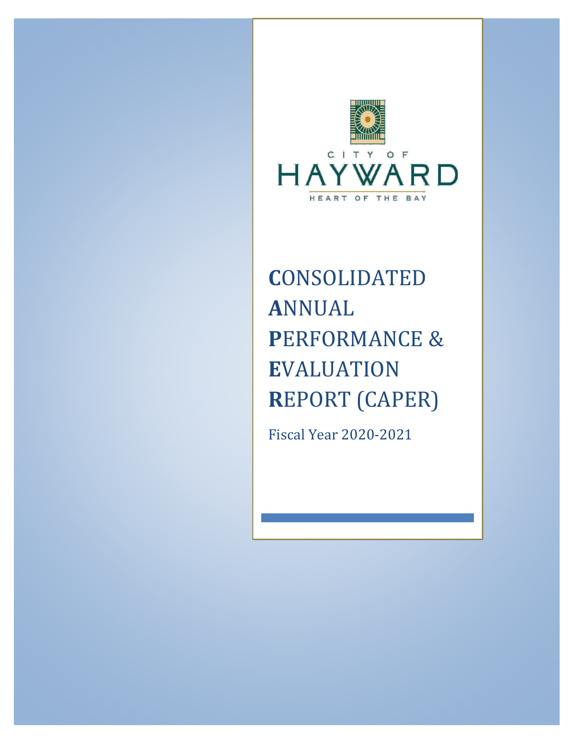CITY OF

HAYWARD

HEART OF THE BAY

# CONSOLIDATED ANNUAL PERFORMANCE & EVALUATION REPORT (CAPER)

Fiscal Year 2020-2021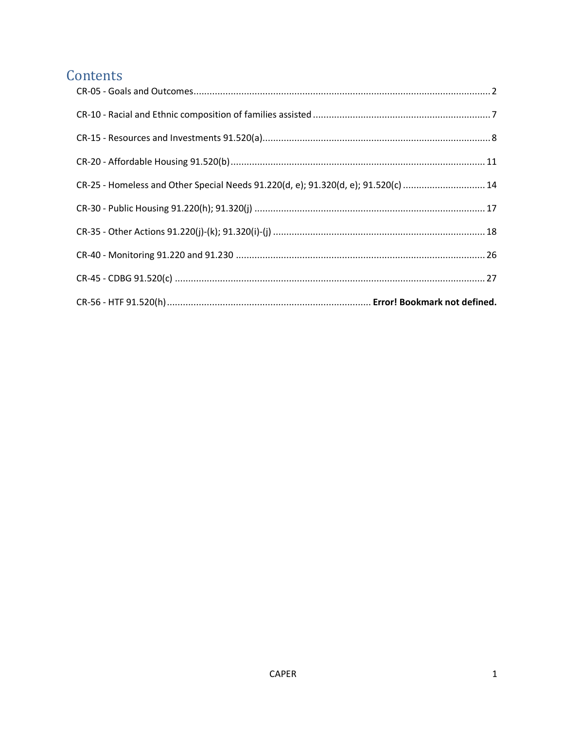# Contents

CR-05 - Goals and Outcomes ............................................................ 2

CR-10 - Racial and Ethnic composition of families assisted ............................................................ 7

CR-15 - Resources and Investments 91.520(a) ............................................................ 8

CR-20 - Affordable Housing 91.520(b) ............................................................ 11

CR-25 - Homeless and Other Special Needs 91.220(d, e); 91.320(d, e); 91.520(c) ............................................................ 14

CR-30 - Public Housing 91.220(h); 91.320(j) ............................................................ 17

CR-35 - Other Actions 91.220(j)-(k); 91.320(i)-(j) ............................................................ 18

CR-40 - Monitoring 91.220 and 91.230 ............................................................ 26

CR-45 - CDBG 91.520(c) ............................................................ 27

CR-56 - HTF 91.520(h) ............................................................ **Error! Bookmark not defined.**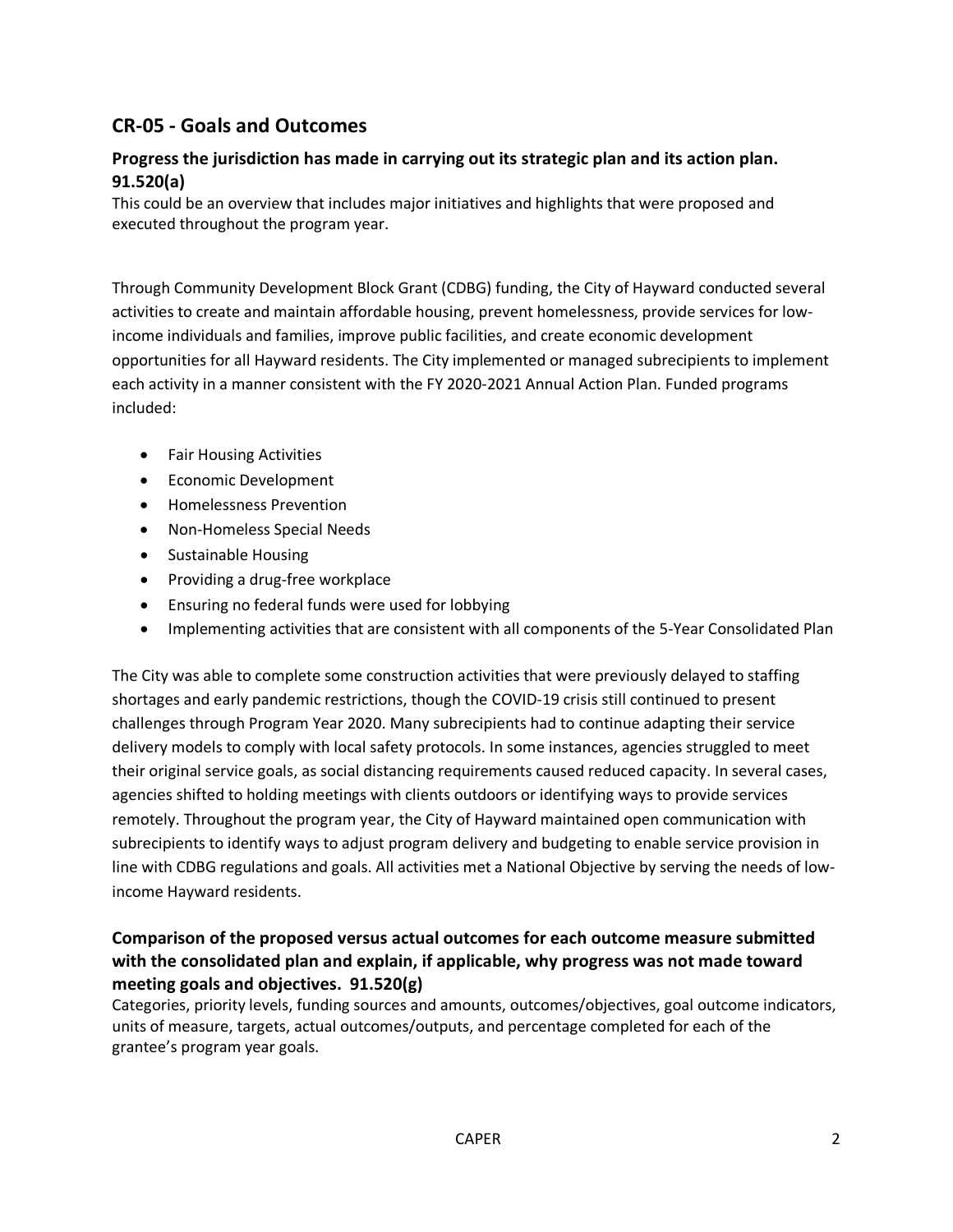## CR-05 - Goals and Outcomes

### Progress the jurisdiction has made in carrying out its strategic plan and its action plan. 91.520(a)

This could be an overview that includes major initiatives and highlights that were proposed and executed throughout the program year.

Through Community Development Block Grant (CDBG) funding, the City of Hayward conducted several activities to create and maintain affordable housing, prevent homelessness, provide services for low-income individuals and families, improve public facilities, and create economic development opportunities for all Hayward residents. The City implemented or managed subrecipients to implement each activity in a manner consistent with the FY 2020-2021 Annual Action Plan. Funded programs included:

- Fair Housing Activities
- Economic Development
- Homelessness Prevention
- Non-Homeless Special Needs
- Sustainable Housing
- Providing a drug-free workplace
- Ensuring no federal funds were used for lobbying
- Implementing activities that are consistent with all components of the 5-Year Consolidated Plan

The City was able to complete some construction activities that were previously delayed to staffing shortages and early pandemic restrictions, though the COVID-19 crisis still continued to present challenges through Program Year 2020. Many subrecipients had to continue adapting their service delivery models to comply with local safety protocols. In some instances, agencies struggled to meet their original service goals, as social distancing requirements caused reduced capacity. In several cases, agencies shifted to holding meetings with clients outdoors or identifying ways to provide services remotely. Throughout the program year, the City of Hayward maintained open communication with subrecipients to identify ways to adjust program delivery and budgeting to enable service provision in line with CDBG regulations and goals. All activities met a National Objective by serving the needs of low-income Hayward residents.

### Comparison of the proposed versus actual outcomes for each outcome measure submitted with the consolidated plan and explain, if applicable, why progress was not made toward meeting goals and objectives. 91.520(g)

Categories, priority levels, funding sources and amounts, outcomes/objectives, goal outcome indicators, units of measure, targets, actual outcomes/outputs, and percentage completed for each of the grantee's program year goals.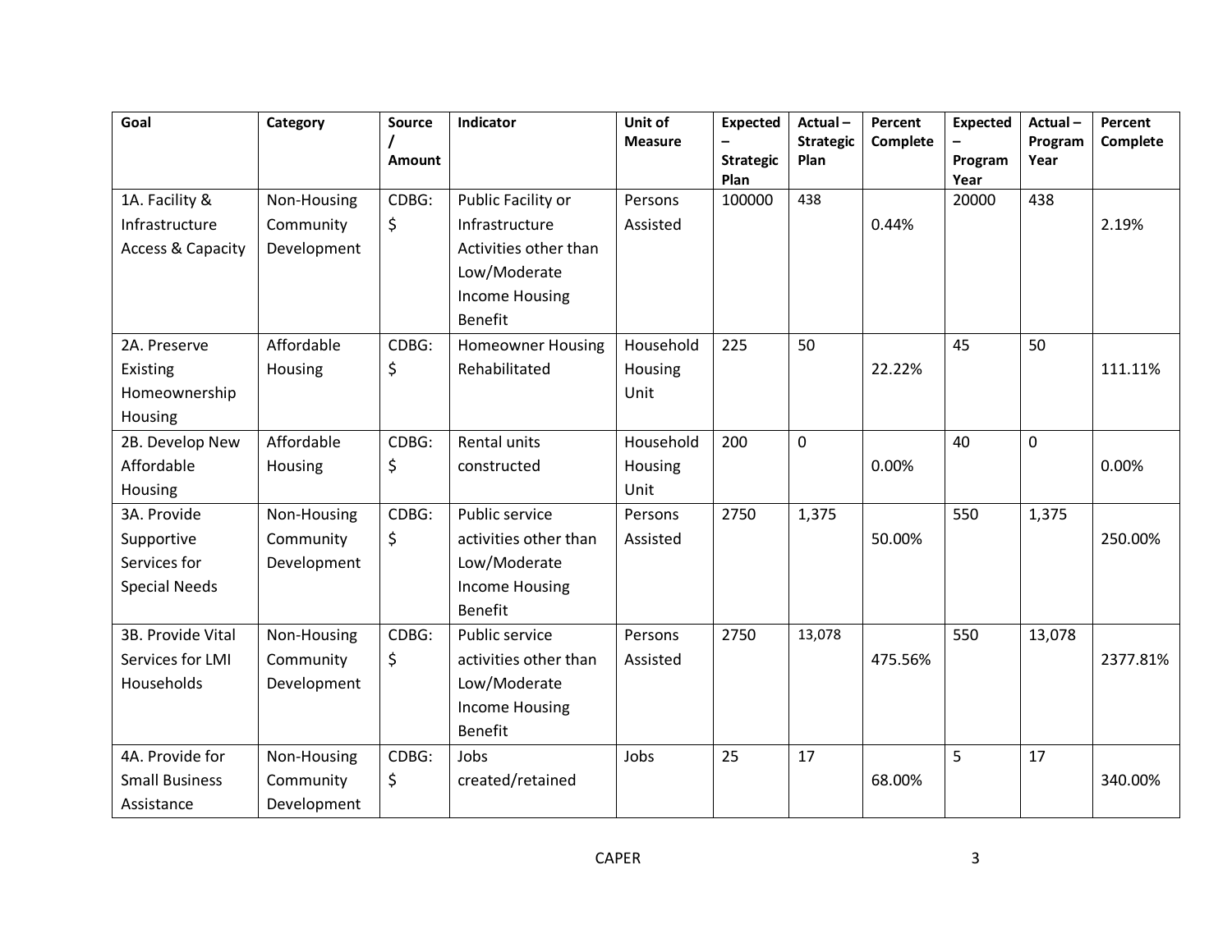| Goal | Category | Source / Amount | Indicator | Unit of Measure | Expected – Strategic Plan | Actual – Strategic Plan | Percent Complete | Expected – Program Year | Actual – Program Year | Percent Complete |
|---|---|---|---|---|---|---|---|---|---|---|
| 1A. Facility & Infrastructure Access & Capacity | Non-Housing Community Development | CDBG: $ | Public Facility or Infrastructure Activities other than Low/Moderate Income Housing Benefit | Persons Assisted | 100000 | 438 | 0.44% | 20000 | 438 | 2.19% |
| 2A. Preserve Existing Homeownership Housing | Affordable Housing | CDBG: $ | Homeowner Housing Rehabilitated | Household Housing Unit | 225 | 50 | 22.22% | 45 | 50 | 111.11% |
| 2B. Develop New Affordable Housing | Affordable Housing | CDBG: $ | Rental units constructed | Household Housing Unit | 200 | 0 | 0.00% | 40 | 0 | 0.00% |
| 3A. Provide Supportive Services for Special Needs | Non-Housing Community Development | CDBG: $ | Public service activities other than Low/Moderate Income Housing Benefit | Persons Assisted | 2750 | 1,375 | 50.00% | 550 | 1,375 | 250.00% |
| 3B. Provide Vital Services for LMI Households | Non-Housing Community Development | CDBG: $ | Public service activities other than Low/Moderate Income Housing Benefit | Persons Assisted | 2750 | 13,078 | 475.56% | 550 | 13,078 | 2377.81% |
| 4A. Provide for Small Business Assistance | Non-Housing Community Development | CDBG: $ | Jobs created/retained | Jobs | 25 | 17 | 68.00% | 5 | 17 | 340.00% |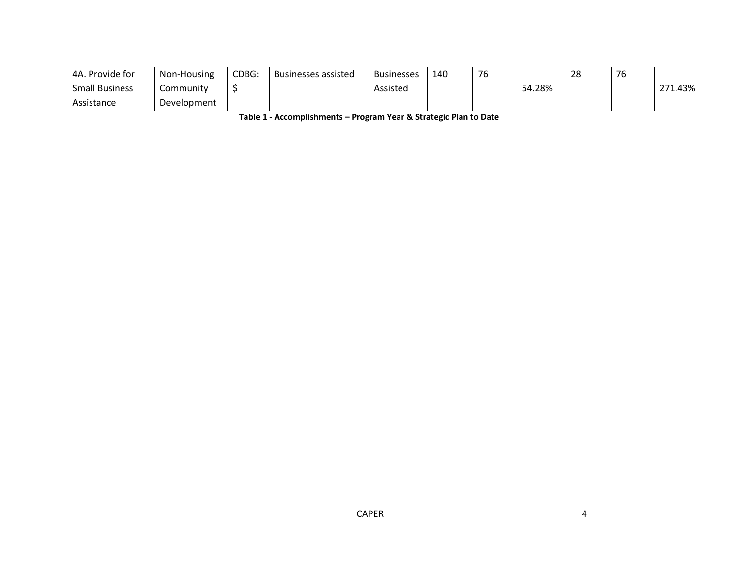| 4A. Provide for Small Business Assistance | Non-Housing Community Development | CDBG: $ | Businesses assisted | Businesses Assisted | 140 | 76 | 54.28% | 28 | 76 | 271.43% |
|---|---|---|---|---|---|---|---|---|---|---|

**Table 1 - Accomplishments – Program Year & Strategic Plan to Date**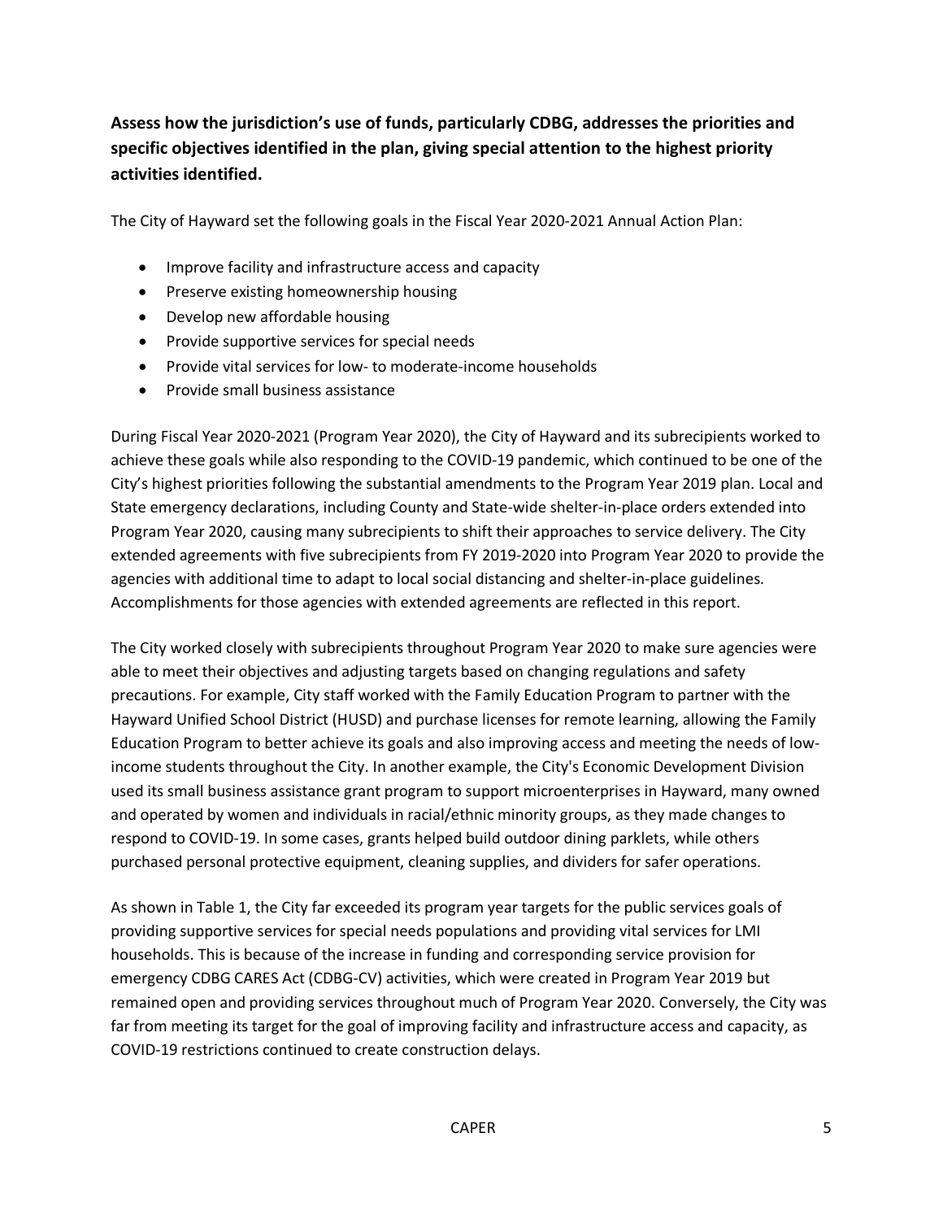**Assess how the jurisdiction's use of funds, particularly CDBG, addresses the priorities and specific objectives identified in the plan, giving special attention to the highest priority activities identified.**

The City of Hayward set the following goals in the Fiscal Year 2020-2021 Annual Action Plan:

- Improve facility and infrastructure access and capacity
- Preserve existing homeownership housing
- Develop new affordable housing
- Provide supportive services for special needs
- Provide vital services for low- to moderate-income households
- Provide small business assistance

During Fiscal Year 2020-2021 (Program Year 2020), the City of Hayward and its subrecipients worked to achieve these goals while also responding to the COVID-19 pandemic, which continued to be one of the City's highest priorities following the substantial amendments to the Program Year 2019 plan. Local and State emergency declarations, including County and State-wide shelter-in-place orders extended into Program Year 2020, causing many subrecipients to shift their approaches to service delivery. The City extended agreements with five subrecipients from FY 2019-2020 into Program Year 2020 to provide the agencies with additional time to adapt to local social distancing and shelter-in-place guidelines. Accomplishments for those agencies with extended agreements are reflected in this report.

The City worked closely with subrecipients throughout Program Year 2020 to make sure agencies were able to meet their objectives and adjusting targets based on changing regulations and safety precautions. For example, City staff worked with the Family Education Program to partner with the Hayward Unified School District (HUSD) and purchase licenses for remote learning, allowing the Family Education Program to better achieve its goals and also improving access and meeting the needs of low-income students throughout the City. In another example, the City's Economic Development Division used its small business assistance grant program to support microenterprises in Hayward, many owned and operated by women and individuals in racial/ethnic minority groups, as they made changes to respond to COVID-19. In some cases, grants helped build outdoor dining parklets, while others purchased personal protective equipment, cleaning supplies, and dividers for safer operations.

As shown in Table 1, the City far exceeded its program year targets for the public services goals of providing supportive services for special needs populations and providing vital services for LMI households. This is because of the increase in funding and corresponding service provision for emergency CDBG CARES Act (CDBG-CV) activities, which were created in Program Year 2019 but remained open and providing services throughout much of Program Year 2020. Conversely, the City was far from meeting its target for the goal of improving facility and infrastructure access and capacity, as COVID-19 restrictions continued to create construction delays.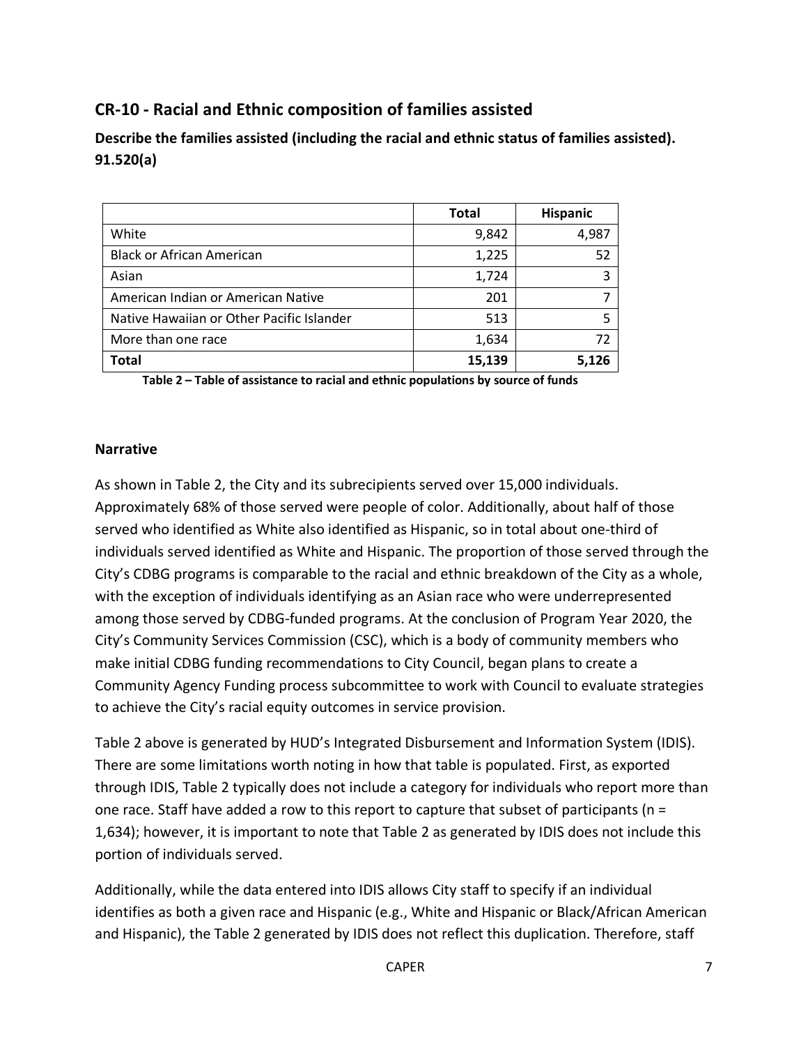## CR-10 - Racial and Ethnic composition of families assisted

**Describe the families assisted (including the racial and ethnic status of families assisted). 91.520(a)**

| | Total | Hispanic |
|---|---|---|
| White | 9,842 | 4,987 |
| Black or African American | 1,225 | 52 |
| Asian | 1,724 | 3 |
| American Indian or American Native | 201 | 7 |
| Native Hawaiian or Other Pacific Islander | 513 | 5 |
| More than one race | 1,634 | 72 |
| **Total** | **15,139** | **5,126** |

**Table 2 – Table of assistance to racial and ethnic populations by source of funds**

### Narrative

As shown in Table 2, the City and its subrecipients served over 15,000 individuals. Approximately 68% of those served were people of color. Additionally, about half of those served who identified as White also identified as Hispanic, so in total about one-third of individuals served identified as White and Hispanic. The proportion of those served through the City's CDBG programs is comparable to the racial and ethnic breakdown of the City as a whole, with the exception of individuals identifying as an Asian race who were underrepresented among those served by CDBG-funded programs. At the conclusion of Program Year 2020, the City's Community Services Commission (CSC), which is a body of community members who make initial CDBG funding recommendations to City Council, began plans to create a Community Agency Funding process subcommittee to work with Council to evaluate strategies to achieve the City's racial equity outcomes in service provision.

Table 2 above is generated by HUD's Integrated Disbursement and Information System (IDIS). There are some limitations worth noting in how that table is populated. First, as exported through IDIS, Table 2 typically does not include a category for individuals who report more than one race. Staff have added a row to this report to capture that subset of participants (n = 1,634); however, it is important to note that Table 2 as generated by IDIS does not include this portion of individuals served.

Additionally, while the data entered into IDIS allows City staff to specify if an individual identifies as both a given race and Hispanic (e.g., White and Hispanic or Black/African American and Hispanic), the Table 2 generated by IDIS does not reflect this duplication. Therefore, staff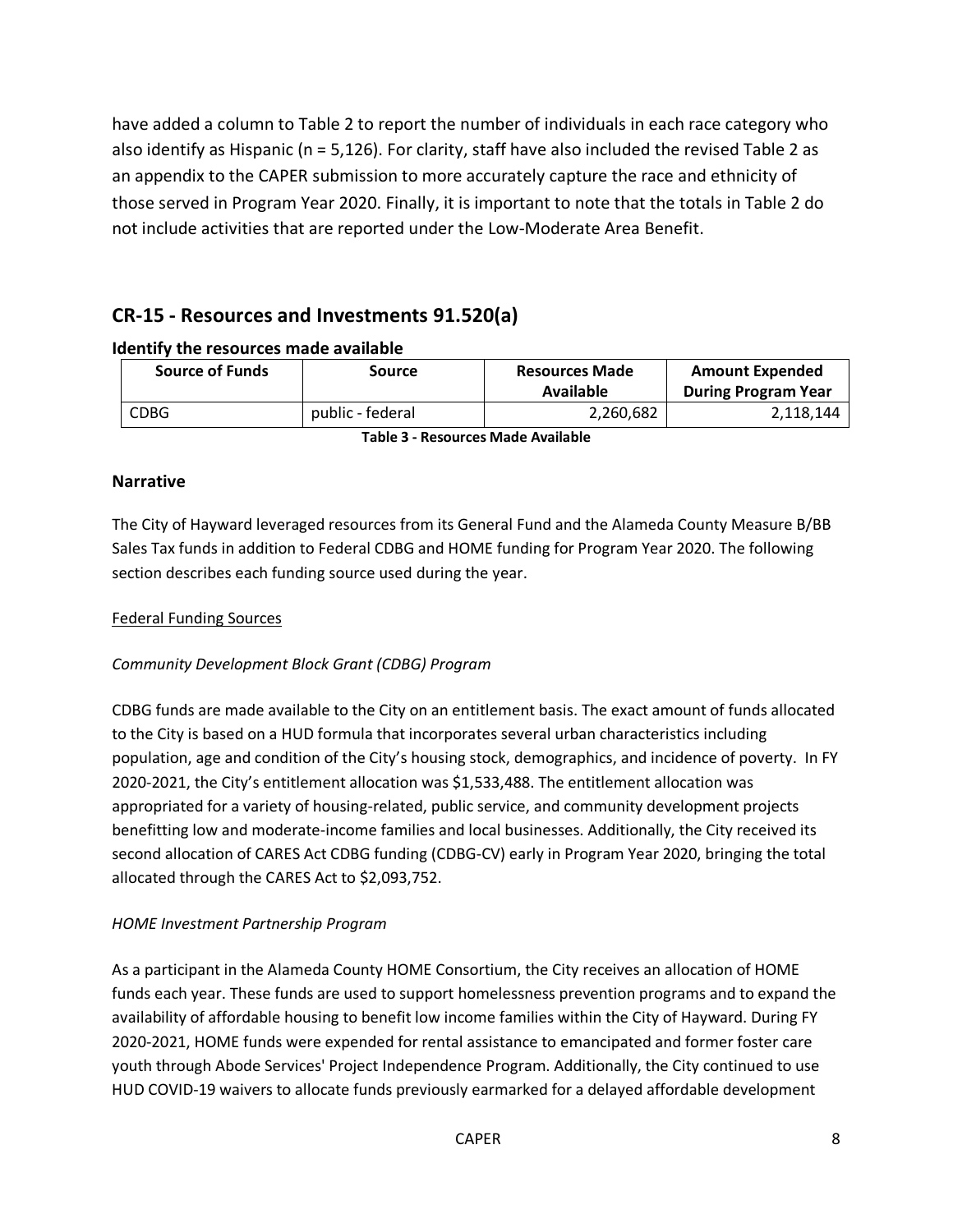have added a column to Table 2 to report the number of individuals in each race category who also identify as Hispanic (n = 5,126). For clarity, staff have also included the revised Table 2 as an appendix to the CAPER submission to more accurately capture the race and ethnicity of those served in Program Year 2020. Finally, it is important to note that the totals in Table 2 do not include activities that are reported under the Low-Moderate Area Benefit.

## CR-15 - Resources and Investments 91.520(a)

### Identify the resources made available

| Source of Funds | Source | Resources Made Available | Amount Expended During Program Year |
|---|---|---|---|
| CDBG | public - federal | 2,260,682 | 2,118,144 |

**Table 3 - Resources Made Available**

### Narrative

The City of Hayward leveraged resources from its General Fund and the Alameda County Measure B/BB Sales Tax funds in addition to Federal CDBG and HOME funding for Program Year 2020. The following section describes each funding source used during the year.

Federal Funding Sources

*Community Development Block Grant (CDBG) Program*

CDBG funds are made available to the City on an entitlement basis. The exact amount of funds allocated to the City is based on a HUD formula that incorporates several urban characteristics including population, age and condition of the City's housing stock, demographics, and incidence of poverty. In FY 2020-2021, the City's entitlement allocation was $1,533,488. The entitlement allocation was appropriated for a variety of housing-related, public service, and community development projects benefitting low and moderate-income families and local businesses. Additionally, the City received its second allocation of CARES Act CDBG funding (CDBG-CV) early in Program Year 2020, bringing the total allocated through the CARES Act to $2,093,752.

*HOME Investment Partnership Program*

As a participant in the Alameda County HOME Consortium, the City receives an allocation of HOME funds each year. These funds are used to support homelessness prevention programs and to expand the availability of affordable housing to benefit low income families within the City of Hayward. During FY 2020-2021, HOME funds were expended for rental assistance to emancipated and former foster care youth through Abode Services' Project Independence Program. Additionally, the City continued to use HUD COVID-19 waivers to allocate funds previously earmarked for a delayed affordable development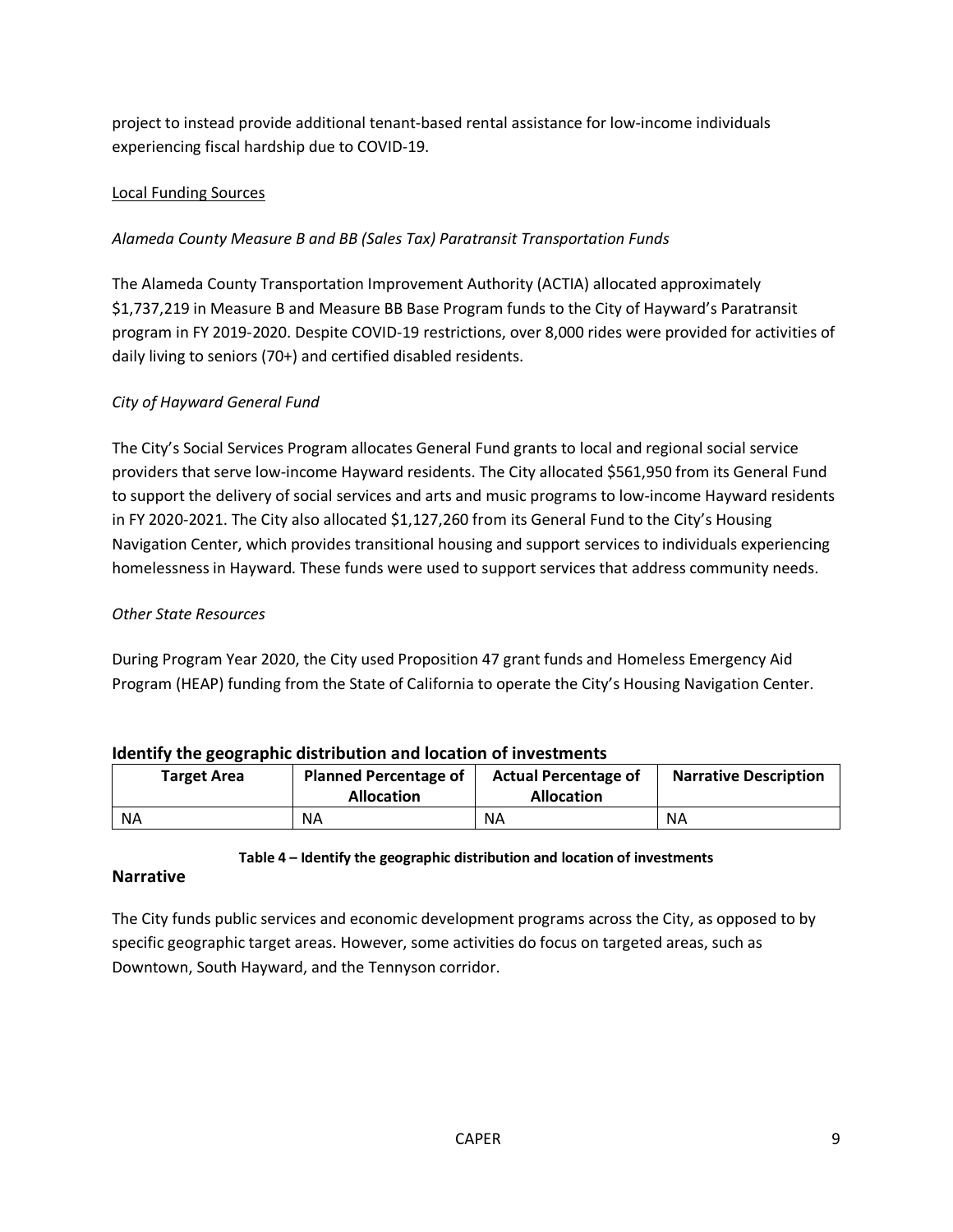project to instead provide additional tenant-based rental assistance for low-income individuals experiencing fiscal hardship due to COVID-19.

Local Funding Sources

*Alameda County Measure B and BB (Sales Tax) Paratransit Transportation Funds*

The Alameda County Transportation Improvement Authority (ACTIA) allocated approximately $1,737,219 in Measure B and Measure BB Base Program funds to the City of Hayward's Paratransit program in FY 2019-2020. Despite COVID-19 restrictions, over 8,000 rides were provided for activities of daily living to seniors (70+) and certified disabled residents.

*City of Hayward General Fund*

The City's Social Services Program allocates General Fund grants to local and regional social service providers that serve low-income Hayward residents. The City allocated $561,950 from its General Fund to support the delivery of social services and arts and music programs to low-income Hayward residents in FY 2020-2021. The City also allocated $1,127,260 from its General Fund to the City's Housing Navigation Center, which provides transitional housing and support services to individuals experiencing homelessness in Hayward. These funds were used to support services that address community needs.

*Other State Resources*

During Program Year 2020, the City used Proposition 47 grant funds and Homeless Emergency Aid Program (HEAP) funding from the State of California to operate the City's Housing Navigation Center.

## Identify the geographic distribution and location of investments

| Target Area | Planned Percentage of Allocation | Actual Percentage of Allocation | Narrative Description |
|---|---|---|---|
| NA | NA | NA | NA |

**Table 4 – Identify the geographic distribution and location of investments**

## Narrative

The City funds public services and economic development programs across the City, as opposed to by specific geographic target areas. However, some activities do focus on targeted areas, such as Downtown, South Hayward, and the Tennyson corridor.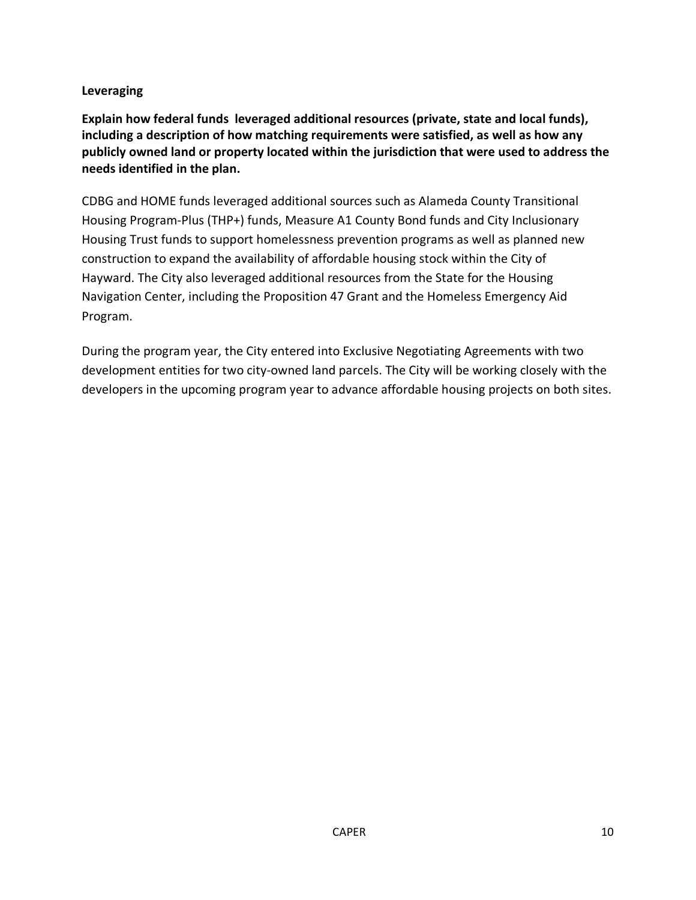**Leveraging**

**Explain how federal funds leveraged additional resources (private, state and local funds), including a description of how matching requirements were satisfied, as well as how any publicly owned land or property located within the jurisdiction that were used to address the needs identified in the plan.**

CDBG and HOME funds leveraged additional sources such as Alameda County Transitional Housing Program-Plus (THP+) funds, Measure A1 County Bond funds and City Inclusionary Housing Trust funds to support homelessness prevention programs as well as planned new construction to expand the availability of affordable housing stock within the City of Hayward. The City also leveraged additional resources from the State for the Housing Navigation Center, including the Proposition 47 Grant and the Homeless Emergency Aid Program.

During the program year, the City entered into Exclusive Negotiating Agreements with two development entities for two city-owned land parcels. The City will be working closely with the developers in the upcoming program year to advance affordable housing projects on both sites.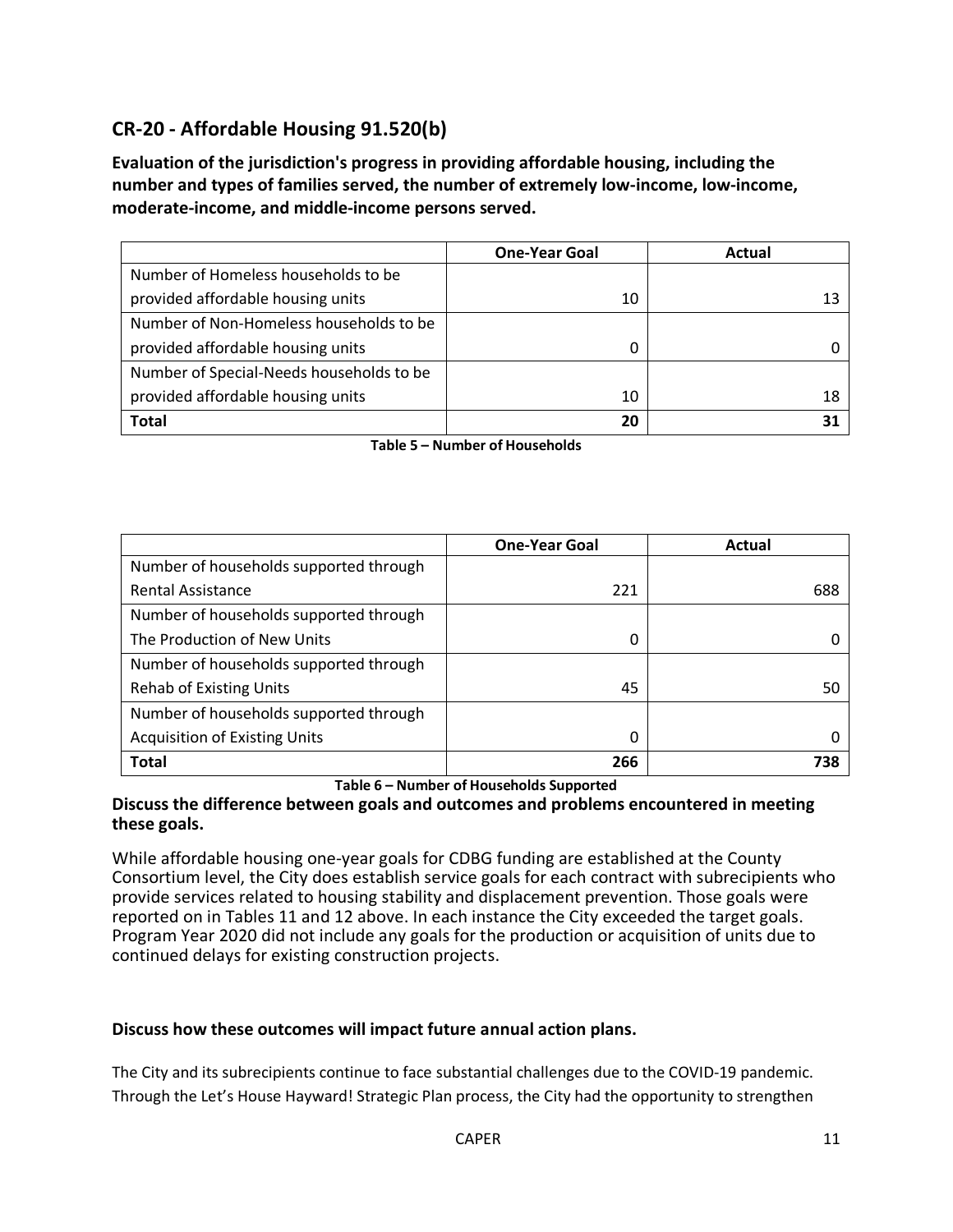## CR-20 - Affordable Housing 91.520(b)

**Evaluation of the jurisdiction's progress in providing affordable housing, including the number and types of families served, the number of extremely low-income, low-income, moderate-income, and middle-income persons served.**

| | One-Year Goal | Actual |
|---|---|---|
| Number of Homeless households to be provided affordable housing units | 10 | 13 |
| Number of Non-Homeless households to be provided affordable housing units | 0 | 0 |
| Number of Special-Needs households to be provided affordable housing units | 10 | 18 |
| **Total** | **20** | **31** |

**Table 5 – Number of Households**

| | One-Year Goal | Actual |
|---|---|---|
| Number of households supported through Rental Assistance | 221 | 688 |
| Number of households supported through The Production of New Units | 0 | 0 |
| Number of households supported through Rehab of Existing Units | 45 | 50 |
| Number of households supported through Acquisition of Existing Units | 0 | 0 |
| **Total** | **266** | **738** |

**Table 6 – Number of Households Supported**

**Discuss the difference between goals and outcomes and problems encountered in meeting these goals.**

While affordable housing one-year goals for CDBG funding are established at the County Consortium level, the City does establish service goals for each contract with subrecipients who provide services related to housing stability and displacement prevention. Those goals were reported on in Tables 11 and 12 above. In each instance the City exceeded the target goals. Program Year 2020 did not include any goals for the production or acquisition of units due to continued delays for existing construction projects.

**Discuss how these outcomes will impact future annual action plans.**

The City and its subrecipients continue to face substantial challenges due to the COVID-19 pandemic. Through the Let's House Hayward! Strategic Plan process, the City had the opportunity to strengthen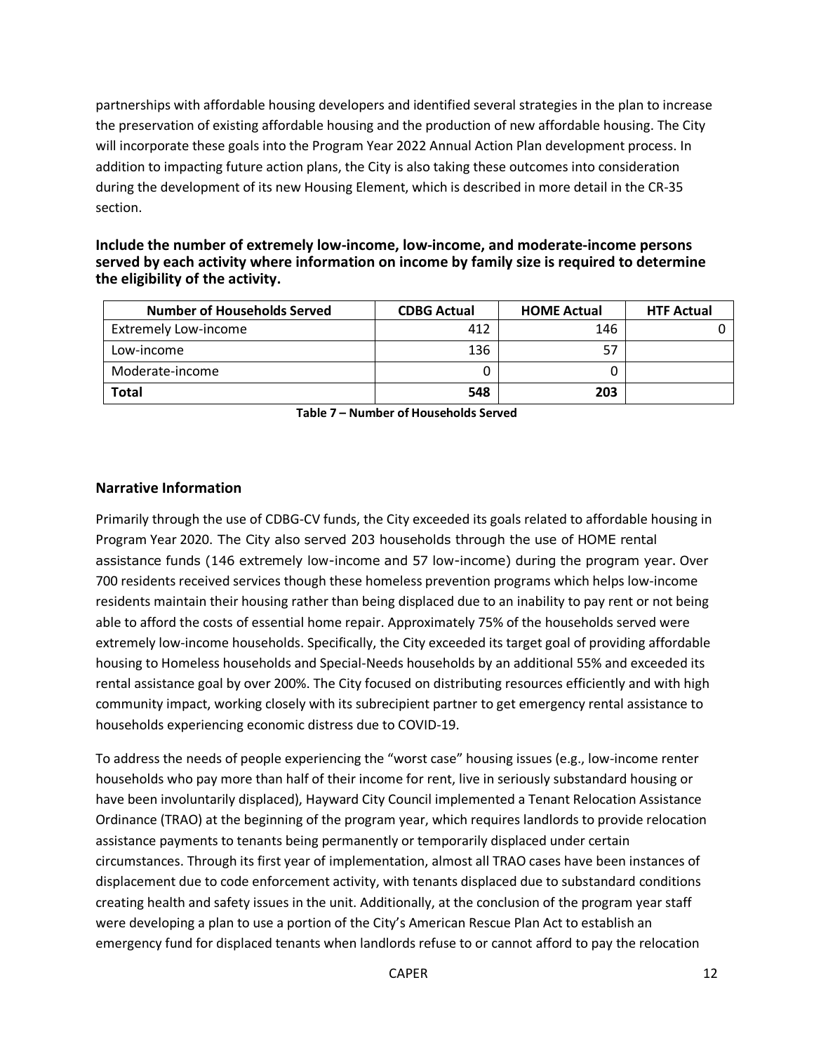partnerships with affordable housing developers and identified several strategies in the plan to increase the preservation of existing affordable housing and the production of new affordable housing. The City will incorporate these goals into the Program Year 2022 Annual Action Plan development process. In addition to impacting future action plans, the City is also taking these outcomes into consideration during the development of its new Housing Element, which is described in more detail in the CR-35 section.

**Include the number of extremely low-income, low-income, and moderate-income persons served by each activity where information on income by family size is required to determine the eligibility of the activity.**

| Number of Households Served | CDBG Actual | HOME Actual | HTF Actual |
|---|---|---|---|
| Extremely Low-income | 412 | 146 | 0 |
| Low-income | 136 | 57 | |
| Moderate-income | 0 | 0 | |
| **Total** | **548** | **203** | |

**Table 7 – Number of Households Served**

## Narrative Information

Primarily through the use of CDBG-CV funds, the City exceeded its goals related to affordable housing in Program Year 2020. The City also served 203 households through the use of HOME rental assistance funds (146 extremely low-income and 57 low-income) during the program year. Over 700 residents received services though these homeless prevention programs which helps low-income residents maintain their housing rather than being displaced due to an inability to pay rent or not being able to afford the costs of essential home repair. Approximately 75% of the households served were extremely low-income households. Specifically, the City exceeded its target goal of providing affordable housing to Homeless households and Special-Needs households by an additional 55% and exceeded its rental assistance goal by over 200%. The City focused on distributing resources efficiently and with high community impact, working closely with its subrecipient partner to get emergency rental assistance to households experiencing economic distress due to COVID-19.

To address the needs of people experiencing the "worst case" housing issues (e.g., low-income renter households who pay more than half of their income for rent, live in seriously substandard housing or have been involuntarily displaced), Hayward City Council implemented a Tenant Relocation Assistance Ordinance (TRAO) at the beginning of the program year, which requires landlords to provide relocation assistance payments to tenants being permanently or temporarily displaced under certain circumstances. Through its first year of implementation, almost all TRAO cases have been instances of displacement due to code enforcement activity, with tenants displaced due to substandard conditions creating health and safety issues in the unit. Additionally, at the conclusion of the program year staff were developing a plan to use a portion of the City's American Rescue Plan Act to establish an emergency fund for displaced tenants when landlords refuse to or cannot afford to pay the relocation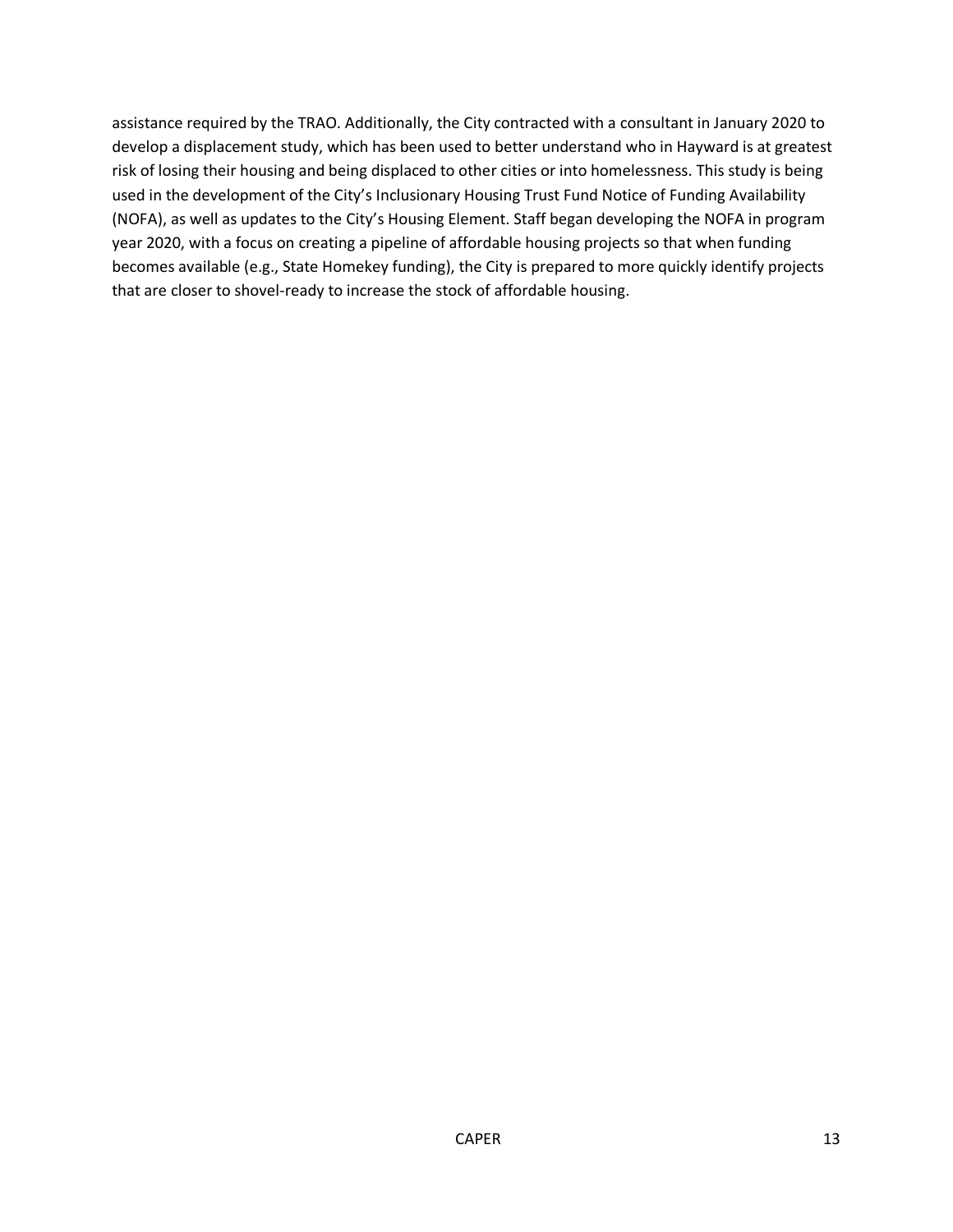assistance required by the TRAO. Additionally, the City contracted with a consultant in January 2020 to develop a displacement study, which has been used to better understand who in Hayward is at greatest risk of losing their housing and being displaced to other cities or into homelessness. This study is being used in the development of the City's Inclusionary Housing Trust Fund Notice of Funding Availability (NOFA), as well as updates to the City's Housing Element. Staff began developing the NOFA in program year 2020, with a focus on creating a pipeline of affordable housing projects so that when funding becomes available (e.g., State Homekey funding), the City is prepared to more quickly identify projects that are closer to shovel-ready to increase the stock of affordable housing.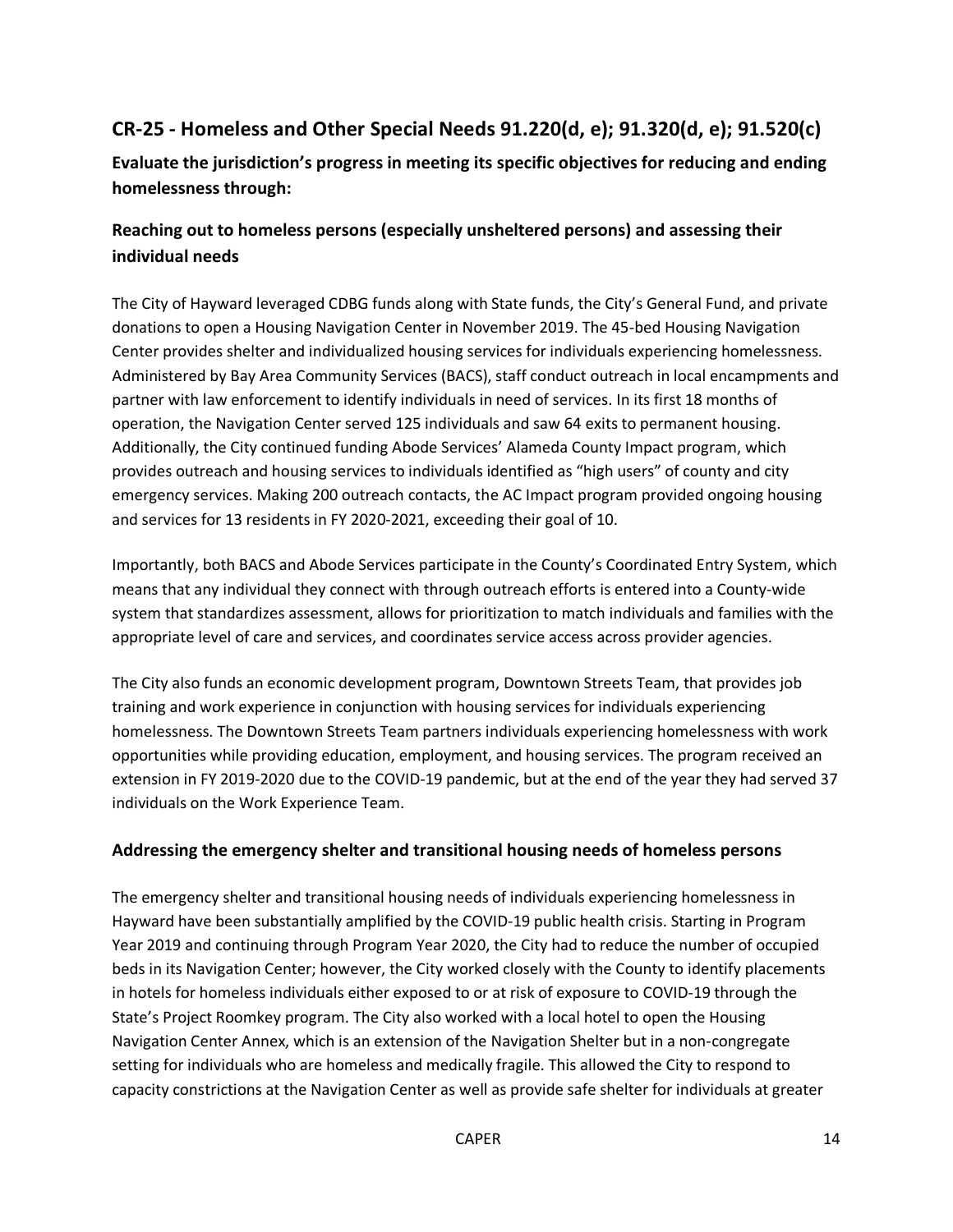## CR-25 - Homeless and Other Special Needs 91.220(d, e); 91.320(d, e); 91.520(c)

### Evaluate the jurisdiction's progress in meeting its specific objectives for reducing and ending homelessness through:

### Reaching out to homeless persons (especially unsheltered persons) and assessing their individual needs

The City of Hayward leveraged CDBG funds along with State funds, the City's General Fund, and private donations to open a Housing Navigation Center in November 2019. The 45-bed Housing Navigation Center provides shelter and individualized housing services for individuals experiencing homelessness. Administered by Bay Area Community Services (BACS), staff conduct outreach in local encampments and partner with law enforcement to identify individuals in need of services. In its first 18 months of operation, the Navigation Center served 125 individuals and saw 64 exits to permanent housing. Additionally, the City continued funding Abode Services' Alameda County Impact program, which provides outreach and housing services to individuals identified as "high users" of county and city emergency services. Making 200 outreach contacts, the AC Impact program provided ongoing housing and services for 13 residents in FY 2020-2021, exceeding their goal of 10.

Importantly, both BACS and Abode Services participate in the County's Coordinated Entry System, which means that any individual they connect with through outreach efforts is entered into a County-wide system that standardizes assessment, allows for prioritization to match individuals and families with the appropriate level of care and services, and coordinates service access across provider agencies.

The City also funds an economic development program, Downtown Streets Team, that provides job training and work experience in conjunction with housing services for individuals experiencing homelessness. The Downtown Streets Team partners individuals experiencing homelessness with work opportunities while providing education, employment, and housing services. The program received an extension in FY 2019-2020 due to the COVID-19 pandemic, but at the end of the year they had served 37 individuals on the Work Experience Team.

### Addressing the emergency shelter and transitional housing needs of homeless persons

The emergency shelter and transitional housing needs of individuals experiencing homelessness in Hayward have been substantially amplified by the COVID-19 public health crisis. Starting in Program Year 2019 and continuing through Program Year 2020, the City had to reduce the number of occupied beds in its Navigation Center; however, the City worked closely with the County to identify placements in hotels for homeless individuals either exposed to or at risk of exposure to COVID-19 through the State's Project Roomkey program. The City also worked with a local hotel to open the Housing Navigation Center Annex, which is an extension of the Navigation Shelter but in a non-congregate setting for individuals who are homeless and medically fragile. This allowed the City to respond to capacity constrictions at the Navigation Center as well as provide safe shelter for individuals at greater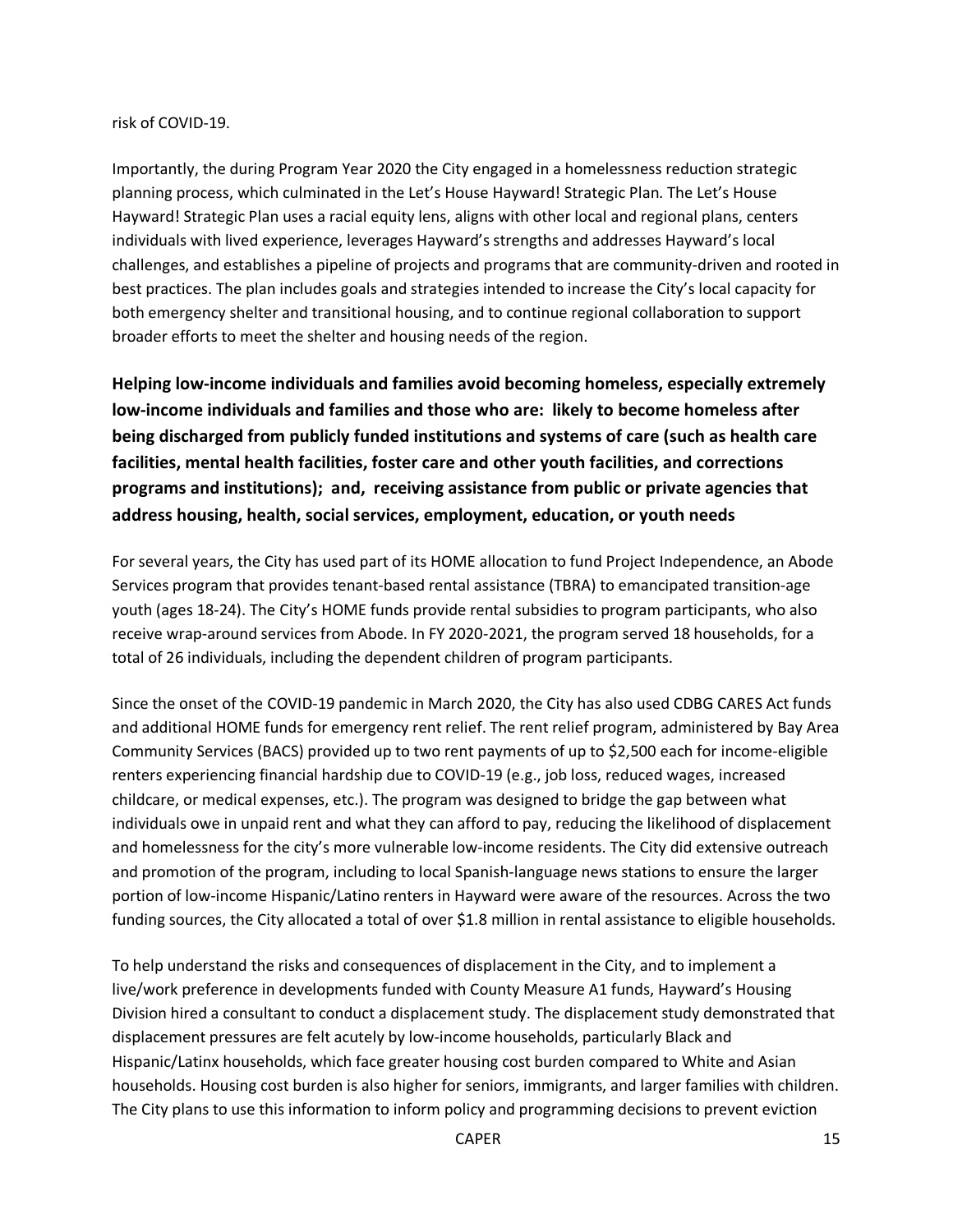risk of COVID-19.

Importantly, the during Program Year 2020 the City engaged in a homelessness reduction strategic planning process, which culminated in the Let's House Hayward! Strategic Plan. The Let's House Hayward! Strategic Plan uses a racial equity lens, aligns with other local and regional plans, centers individuals with lived experience, leverages Hayward's strengths and addresses Hayward's local challenges, and establishes a pipeline of projects and programs that are community-driven and rooted in best practices. The plan includes goals and strategies intended to increase the City's local capacity for both emergency shelter and transitional housing, and to continue regional collaboration to support broader efforts to meet the shelter and housing needs of the region.

### Helping low-income individuals and families avoid becoming homeless, especially extremely low-income individuals and families and those who are: likely to become homeless after being discharged from publicly funded institutions and systems of care (such as health care facilities, mental health facilities, foster care and other youth facilities, and corrections programs and institutions); and, receiving assistance from public or private agencies that address housing, health, social services, employment, education, or youth needs

For several years, the City has used part of its HOME allocation to fund Project Independence, an Abode Services program that provides tenant-based rental assistance (TBRA) to emancipated transition-age youth (ages 18-24). The City's HOME funds provide rental subsidies to program participants, who also receive wrap-around services from Abode. In FY 2020-2021, the program served 18 households, for a total of 26 individuals, including the dependent children of program participants.

Since the onset of the COVID-19 pandemic in March 2020, the City has also used CDBG CARES Act funds and additional HOME funds for emergency rent relief. The rent relief program, administered by Bay Area Community Services (BACS) provided up to two rent payments of up to $2,500 each for income-eligible renters experiencing financial hardship due to COVID-19 (e.g., job loss, reduced wages, increased childcare, or medical expenses, etc.). The program was designed to bridge the gap between what individuals owe in unpaid rent and what they can afford to pay, reducing the likelihood of displacement and homelessness for the city's more vulnerable low-income residents. The City did extensive outreach and promotion of the program, including to local Spanish-language news stations to ensure the larger portion of low-income Hispanic/Latino renters in Hayward were aware of the resources. Across the two funding sources, the City allocated a total of over $1.8 million in rental assistance to eligible households.

To help understand the risks and consequences of displacement in the City, and to implement a live/work preference in developments funded with County Measure A1 funds, Hayward's Housing Division hired a consultant to conduct a displacement study. The displacement study demonstrated that displacement pressures are felt acutely by low-income households, particularly Black and Hispanic/Latinx households, which face greater housing cost burden compared to White and Asian households. Housing cost burden is also higher for seniors, immigrants, and larger families with children. The City plans to use this information to inform policy and programming decisions to prevent eviction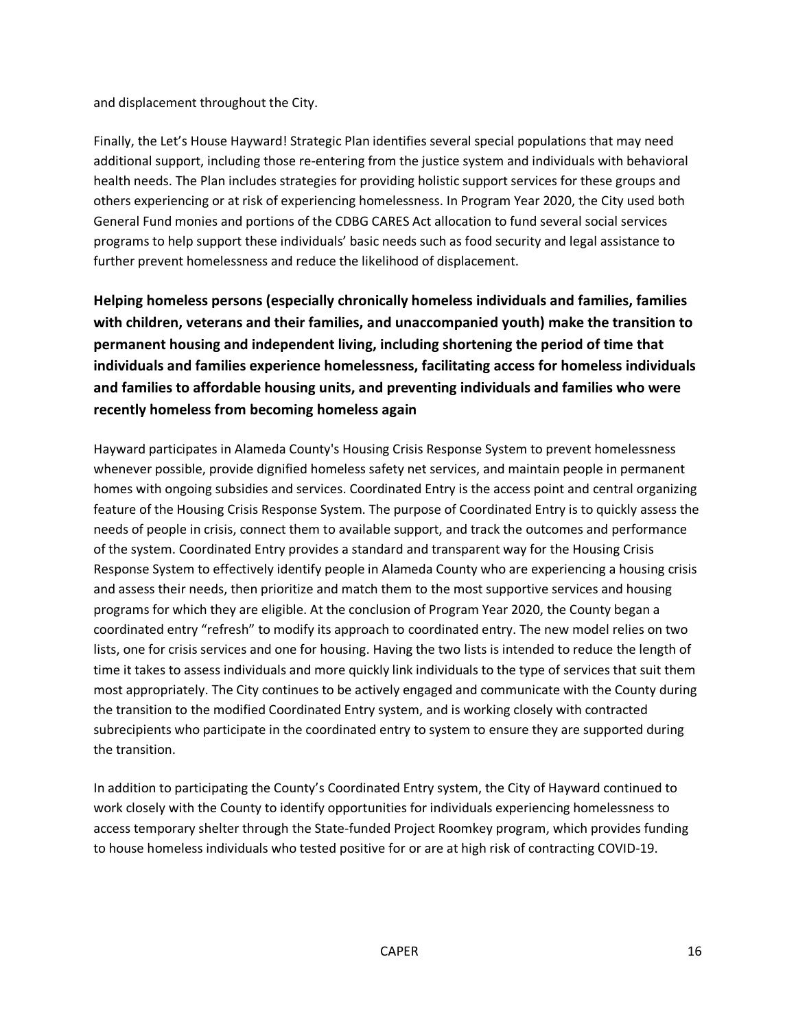and displacement throughout the City.

Finally, the Let's House Hayward! Strategic Plan identifies several special populations that may need additional support, including those re-entering from the justice system and individuals with behavioral health needs. The Plan includes strategies for providing holistic support services for these groups and others experiencing or at risk of experiencing homelessness. In Program Year 2020, the City used both General Fund monies and portions of the CDBG CARES Act allocation to fund several social services programs to help support these individuals' basic needs such as food security and legal assistance to further prevent homelessness and reduce the likelihood of displacement.

### Helping homeless persons (especially chronically homeless individuals and families, families with children, veterans and their families, and unaccompanied youth) make the transition to permanent housing and independent living, including shortening the period of time that individuals and families experience homelessness, facilitating access for homeless individuals and families to affordable housing units, and preventing individuals and families who were recently homeless from becoming homeless again

Hayward participates in Alameda County's Housing Crisis Response System to prevent homelessness whenever possible, provide dignified homeless safety net services, and maintain people in permanent homes with ongoing subsidies and services. Coordinated Entry is the access point and central organizing feature of the Housing Crisis Response System. The purpose of Coordinated Entry is to quickly assess the needs of people in crisis, connect them to available support, and track the outcomes and performance of the system. Coordinated Entry provides a standard and transparent way for the Housing Crisis Response System to effectively identify people in Alameda County who are experiencing a housing crisis and assess their needs, then prioritize and match them to the most supportive services and housing programs for which they are eligible. At the conclusion of Program Year 2020, the County began a coordinated entry "refresh" to modify its approach to coordinated entry. The new model relies on two lists, one for crisis services and one for housing. Having the two lists is intended to reduce the length of time it takes to assess individuals and more quickly link individuals to the type of services that suit them most appropriately. The City continues to be actively engaged and communicate with the County during the transition to the modified Coordinated Entry system, and is working closely with contracted subrecipients who participate in the coordinated entry to system to ensure they are supported during the transition.

In addition to participating the County's Coordinated Entry system, the City of Hayward continued to work closely with the County to identify opportunities for individuals experiencing homelessness to access temporary shelter through the State-funded Project Roomkey program, which provides funding to house homeless individuals who tested positive for or are at high risk of contracting COVID-19.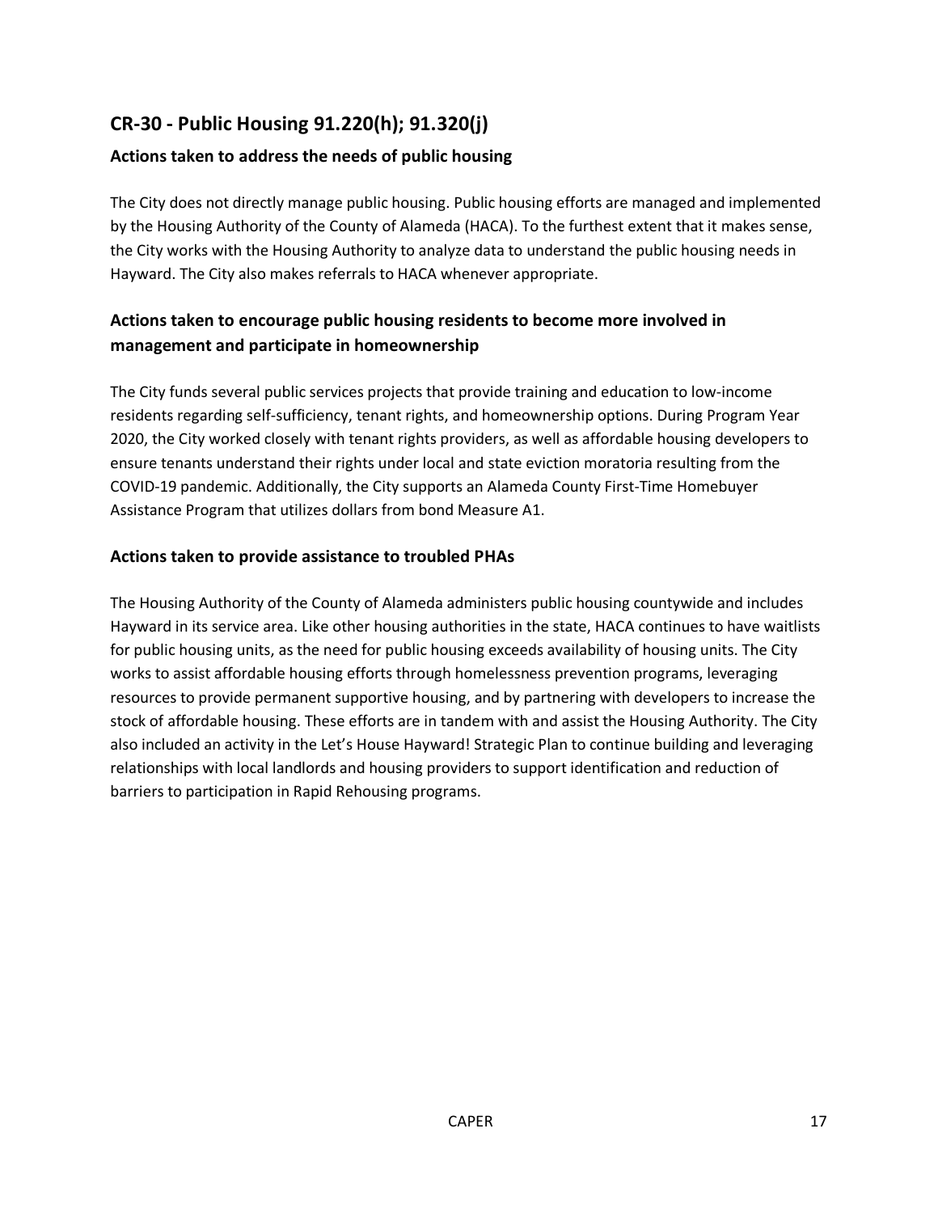## CR-30 - Public Housing 91.220(h); 91.320(j)

### Actions taken to address the needs of public housing

The City does not directly manage public housing. Public housing efforts are managed and implemented by the Housing Authority of the County of Alameda (HACA). To the furthest extent that it makes sense, the City works with the Housing Authority to analyze data to understand the public housing needs in Hayward. The City also makes referrals to HACA whenever appropriate.

### Actions taken to encourage public housing residents to become more involved in management and participate in homeownership

The City funds several public services projects that provide training and education to low-income residents regarding self-sufficiency, tenant rights, and homeownership options. During Program Year 2020, the City worked closely with tenant rights providers, as well as affordable housing developers to ensure tenants understand their rights under local and state eviction moratoria resulting from the COVID-19 pandemic. Additionally, the City supports an Alameda County First-Time Homebuyer Assistance Program that utilizes dollars from bond Measure A1.

### Actions taken to provide assistance to troubled PHAs

The Housing Authority of the County of Alameda administers public housing countywide and includes Hayward in its service area. Like other housing authorities in the state, HACA continues to have waitlists for public housing units, as the need for public housing exceeds availability of housing units. The City works to assist affordable housing efforts through homelessness prevention programs, leveraging resources to provide permanent supportive housing, and by partnering with developers to increase the stock of affordable housing. These efforts are in tandem with and assist the Housing Authority. The City also included an activity in the Let's House Hayward! Strategic Plan to continue building and leveraging relationships with local landlords and housing providers to support identification and reduction of barriers to participation in Rapid Rehousing programs.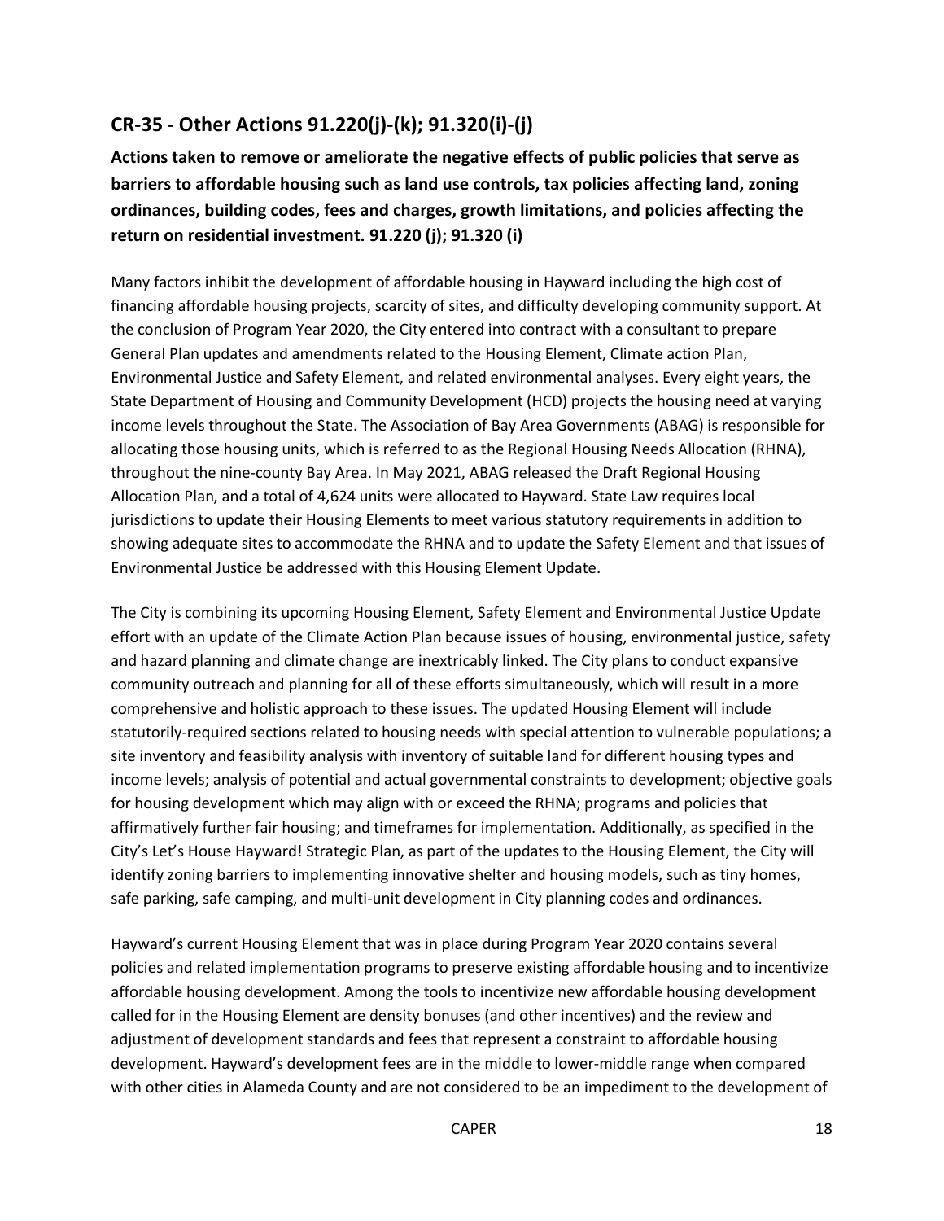## CR-35 - Other Actions 91.220(j)-(k); 91.320(i)-(j)

**Actions taken to remove or ameliorate the negative effects of public policies that serve as barriers to affordable housing such as land use controls, tax policies affecting land, zoning ordinances, building codes, fees and charges, growth limitations, and policies affecting the return on residential investment. 91.220 (j); 91.320 (i)**

Many factors inhibit the development of affordable housing in Hayward including the high cost of financing affordable housing projects, scarcity of sites, and difficulty developing community support. At the conclusion of Program Year 2020, the City entered into contract with a consultant to prepare General Plan updates and amendments related to the Housing Element, Climate action Plan, Environmental Justice and Safety Element, and related environmental analyses. Every eight years, the State Department of Housing and Community Development (HCD) projects the housing need at varying income levels throughout the State. The Association of Bay Area Governments (ABAG) is responsible for allocating those housing units, which is referred to as the Regional Housing Needs Allocation (RHNA), throughout the nine-county Bay Area. In May 2021, ABAG released the Draft Regional Housing Allocation Plan, and a total of 4,624 units were allocated to Hayward. State Law requires local jurisdictions to update their Housing Elements to meet various statutory requirements in addition to showing adequate sites to accommodate the RHNA and to update the Safety Element and that issues of Environmental Justice be addressed with this Housing Element Update.

The City is combining its upcoming Housing Element, Safety Element and Environmental Justice Update effort with an update of the Climate Action Plan because issues of housing, environmental justice, safety and hazard planning and climate change are inextricably linked. The City plans to conduct expansive community outreach and planning for all of these efforts simultaneously, which will result in a more comprehensive and holistic approach to these issues. The updated Housing Element will include statutorily-required sections related to housing needs with special attention to vulnerable populations; a site inventory and feasibility analysis with inventory of suitable land for different housing types and income levels; analysis of potential and actual governmental constraints to development; objective goals for housing development which may align with or exceed the RHNA; programs and policies that affirmatively further fair housing; and timeframes for implementation. Additionally, as specified in the City's Let's House Hayward! Strategic Plan, as part of the updates to the Housing Element, the City will identify zoning barriers to implementing innovative shelter and housing models, such as tiny homes, safe parking, safe camping, and multi-unit development in City planning codes and ordinances.

Hayward's current Housing Element that was in place during Program Year 2020 contains several policies and related implementation programs to preserve existing affordable housing and to incentivize affordable housing development. Among the tools to incentivize new affordable housing development called for in the Housing Element are density bonuses (and other incentives) and the review and adjustment of development standards and fees that represent a constraint to affordable housing development. Hayward's development fees are in the middle to lower-middle range when compared with other cities in Alameda County and are not considered to be an impediment to the development of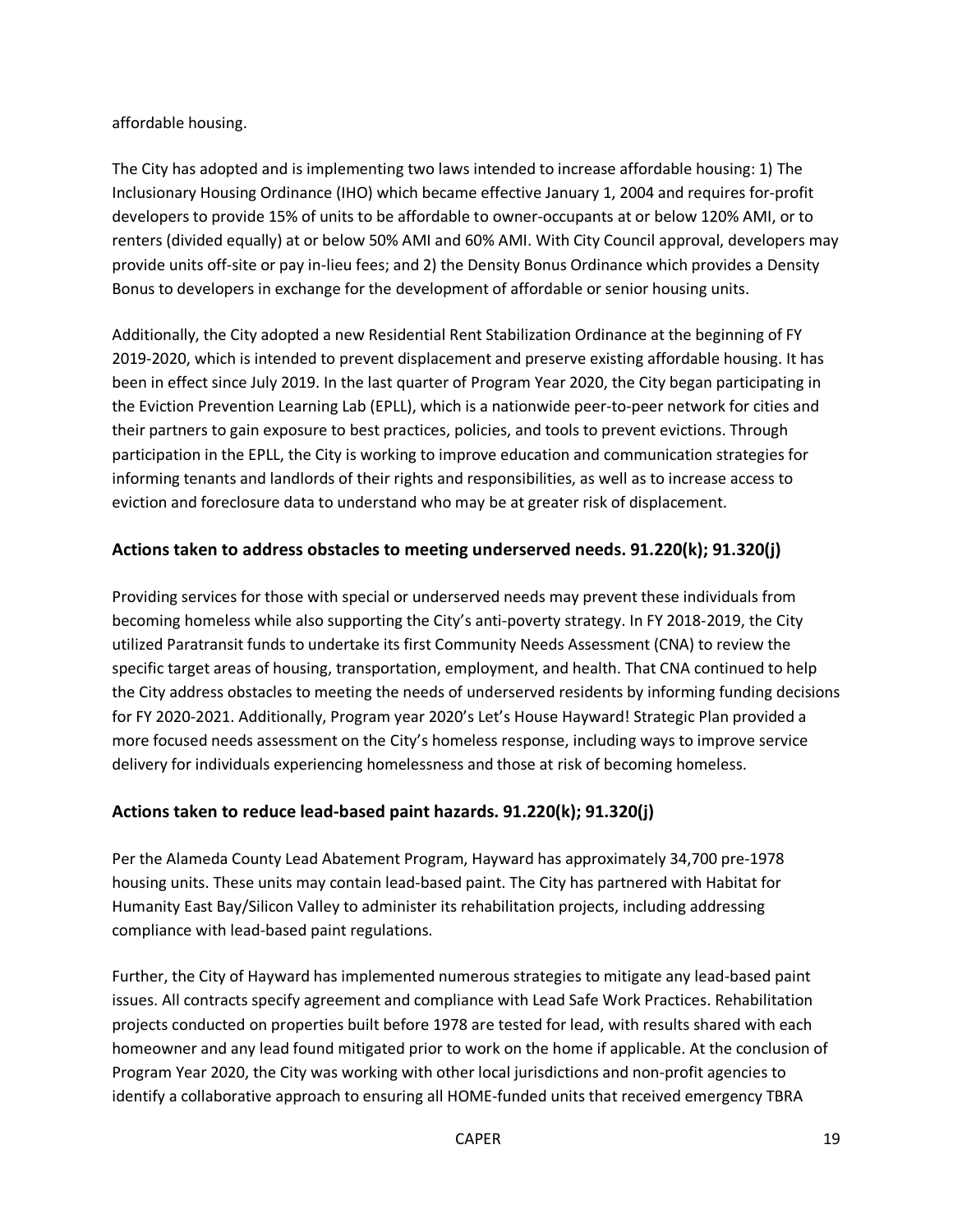affordable housing.

The City has adopted and is implementing two laws intended to increase affordable housing: 1) The Inclusionary Housing Ordinance (IHO) which became effective January 1, 2004 and requires for-profit developers to provide 15% of units to be affordable to owner-occupants at or below 120% AMI, or to renters (divided equally) at or below 50% AMI and 60% AMI. With City Council approval, developers may provide units off-site or pay in-lieu fees; and 2) the Density Bonus Ordinance which provides a Density Bonus to developers in exchange for the development of affordable or senior housing units.

Additionally, the City adopted a new Residential Rent Stabilization Ordinance at the beginning of FY 2019-2020, which is intended to prevent displacement and preserve existing affordable housing. It has been in effect since July 2019. In the last quarter of Program Year 2020, the City began participating in the Eviction Prevention Learning Lab (EPLL), which is a nationwide peer-to-peer network for cities and their partners to gain exposure to best practices, policies, and tools to prevent evictions. Through participation in the EPLL, the City is working to improve education and communication strategies for informing tenants and landlords of their rights and responsibilities, as well as to increase access to eviction and foreclosure data to understand who may be at greater risk of displacement.

## Actions taken to address obstacles to meeting underserved needs. 91.220(k); 91.320(j)

Providing services for those with special or underserved needs may prevent these individuals from becoming homeless while also supporting the City's anti-poverty strategy. In FY 2018-2019, the City utilized Paratransit funds to undertake its first Community Needs Assessment (CNA) to review the specific target areas of housing, transportation, employment, and health. That CNA continued to help the City address obstacles to meeting the needs of underserved residents by informing funding decisions for FY 2020-2021. Additionally, Program year 2020's Let's House Hayward! Strategic Plan provided a more focused needs assessment on the City's homeless response, including ways to improve service delivery for individuals experiencing homelessness and those at risk of becoming homeless.

## Actions taken to reduce lead-based paint hazards. 91.220(k); 91.320(j)

Per the Alameda County Lead Abatement Program, Hayward has approximately 34,700 pre-1978 housing units. These units may contain lead-based paint. The City has partnered with Habitat for Humanity East Bay/Silicon Valley to administer its rehabilitation projects, including addressing compliance with lead-based paint regulations.

Further, the City of Hayward has implemented numerous strategies to mitigate any lead-based paint issues. All contracts specify agreement and compliance with Lead Safe Work Practices. Rehabilitation projects conducted on properties built before 1978 are tested for lead, with results shared with each homeowner and any lead found mitigated prior to work on the home if applicable. At the conclusion of Program Year 2020, the City was working with other local jurisdictions and non-profit agencies to identify a collaborative approach to ensuring all HOME-funded units that received emergency TBRA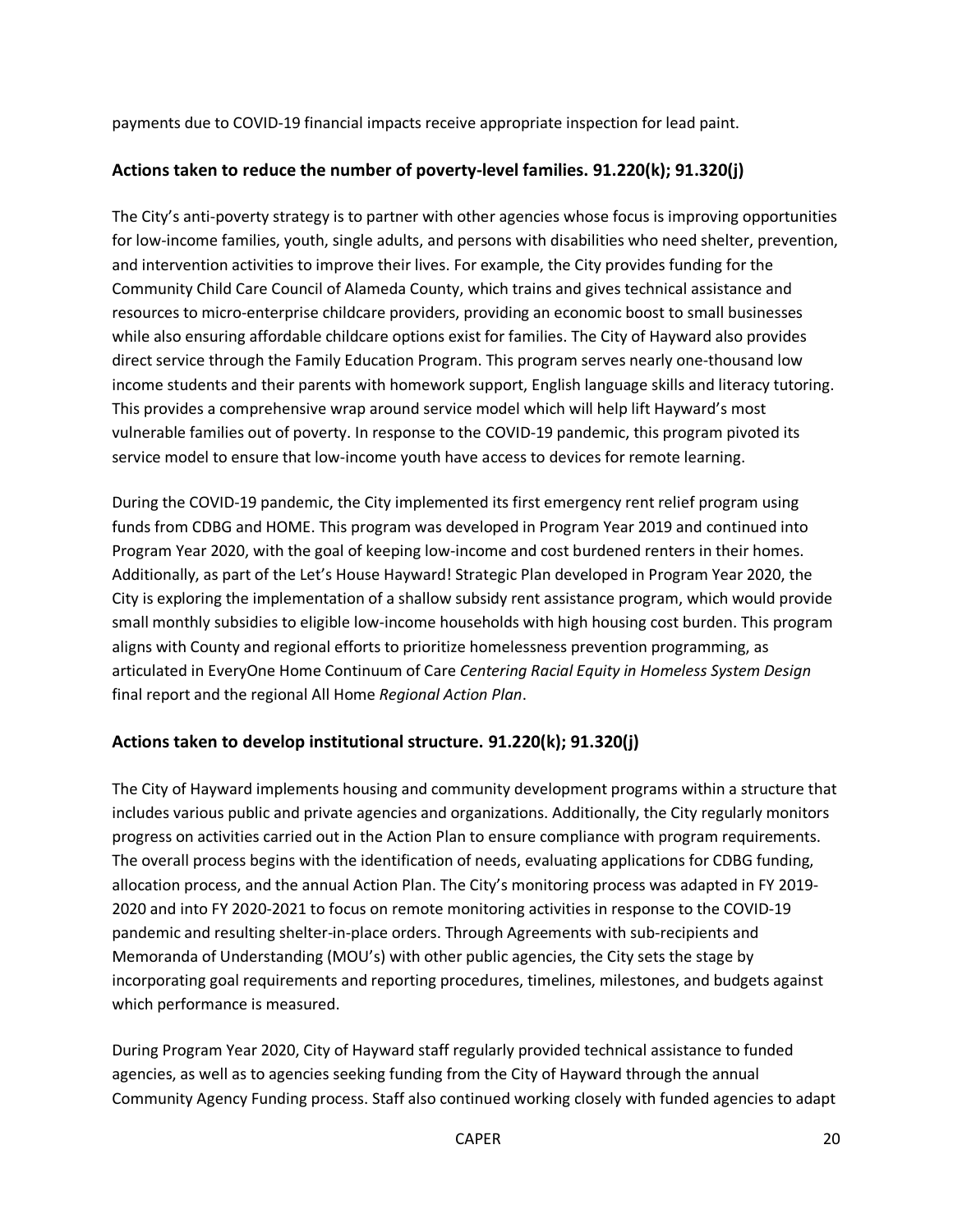payments due to COVID-19 financial impacts receive appropriate inspection for lead paint.

## Actions taken to reduce the number of poverty-level families. 91.220(k); 91.320(j)

The City's anti-poverty strategy is to partner with other agencies whose focus is improving opportunities for low-income families, youth, single adults, and persons with disabilities who need shelter, prevention, and intervention activities to improve their lives. For example, the City provides funding for the Community Child Care Council of Alameda County, which trains and gives technical assistance and resources to micro-enterprise childcare providers, providing an economic boost to small businesses while also ensuring affordable childcare options exist for families. The City of Hayward also provides direct service through the Family Education Program. This program serves nearly one-thousand low income students and their parents with homework support, English language skills and literacy tutoring. This provides a comprehensive wrap around service model which will help lift Hayward's most vulnerable families out of poverty. In response to the COVID-19 pandemic, this program pivoted its service model to ensure that low-income youth have access to devices for remote learning.

During the COVID-19 pandemic, the City implemented its first emergency rent relief program using funds from CDBG and HOME. This program was developed in Program Year 2019 and continued into Program Year 2020, with the goal of keeping low-income and cost burdened renters in their homes. Additionally, as part of the Let's House Hayward! Strategic Plan developed in Program Year 2020, the City is exploring the implementation of a shallow subsidy rent assistance program, which would provide small monthly subsidies to eligible low-income households with high housing cost burden. This program aligns with County and regional efforts to prioritize homelessness prevention programming, as articulated in EveryOne Home Continuum of Care *Centering Racial Equity in Homeless System Design* final report and the regional All Home *Regional Action Plan*.

## Actions taken to develop institutional structure. 91.220(k); 91.320(j)

The City of Hayward implements housing and community development programs within a structure that includes various public and private agencies and organizations. Additionally, the City regularly monitors progress on activities carried out in the Action Plan to ensure compliance with program requirements. The overall process begins with the identification of needs, evaluating applications for CDBG funding, allocation process, and the annual Action Plan. The City's monitoring process was adapted in FY 2019-2020 and into FY 2020-2021 to focus on remote monitoring activities in response to the COVID-19 pandemic and resulting shelter-in-place orders. Through Agreements with sub-recipients and Memoranda of Understanding (MOU's) with other public agencies, the City sets the stage by incorporating goal requirements and reporting procedures, timelines, milestones, and budgets against which performance is measured.

During Program Year 2020, City of Hayward staff regularly provided technical assistance to funded agencies, as well as to agencies seeking funding from the City of Hayward through the annual Community Agency Funding process. Staff also continued working closely with funded agencies to adapt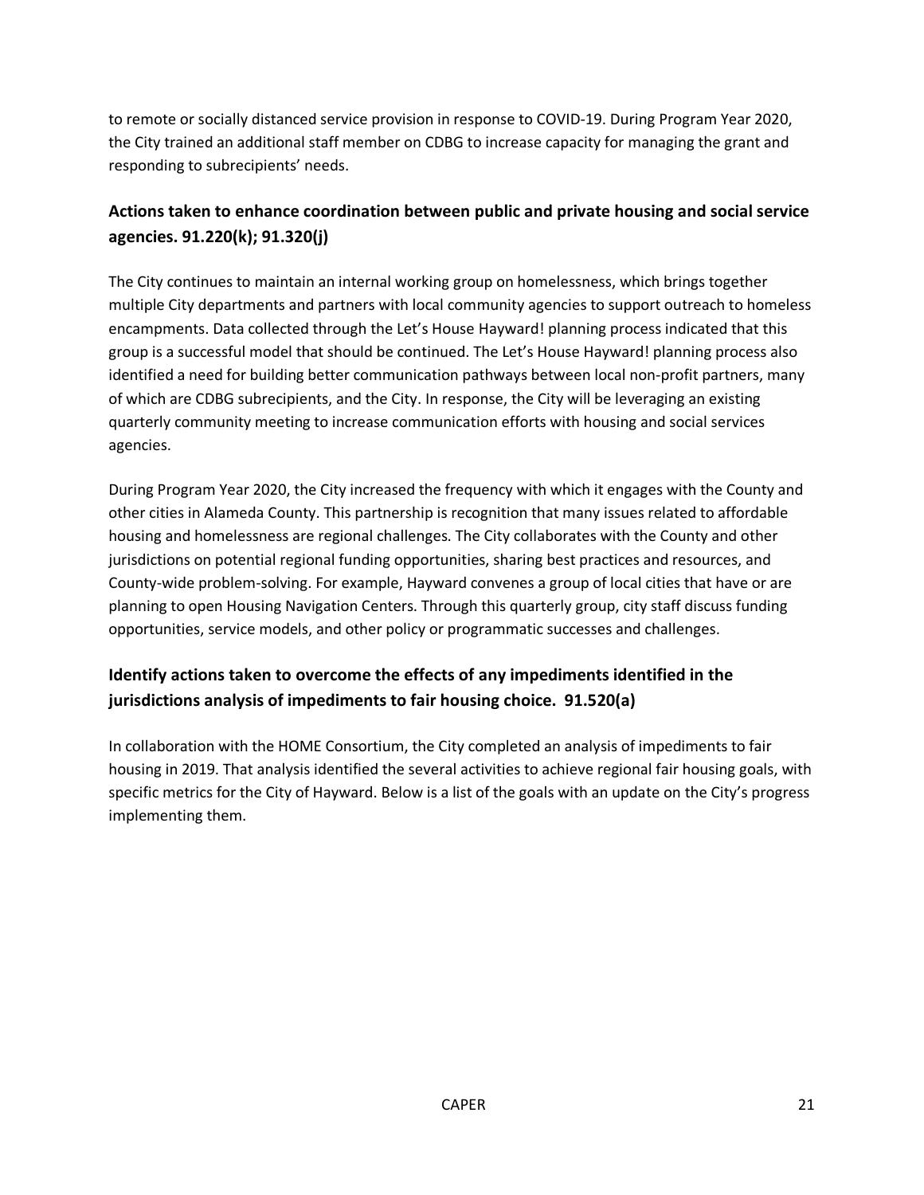to remote or socially distanced service provision in response to COVID-19. During Program Year 2020, the City trained an additional staff member on CDBG to increase capacity for managing the grant and responding to subrecipients' needs.

## Actions taken to enhance coordination between public and private housing and social service agencies. 91.220(k); 91.320(j)

The City continues to maintain an internal working group on homelessness, which brings together multiple City departments and partners with local community agencies to support outreach to homeless encampments. Data collected through the Let's House Hayward! planning process indicated that this group is a successful model that should be continued. The Let's House Hayward! planning process also identified a need for building better communication pathways between local non-profit partners, many of which are CDBG subrecipients, and the City. In response, the City will be leveraging an existing quarterly community meeting to increase communication efforts with housing and social services agencies.

During Program Year 2020, the City increased the frequency with which it engages with the County and other cities in Alameda County. This partnership is recognition that many issues related to affordable housing and homelessness are regional challenges. The City collaborates with the County and other jurisdictions on potential regional funding opportunities, sharing best practices and resources, and County-wide problem-solving. For example, Hayward convenes a group of local cities that have or are planning to open Housing Navigation Centers. Through this quarterly group, city staff discuss funding opportunities, service models, and other policy or programmatic successes and challenges.

## Identify actions taken to overcome the effects of any impediments identified in the jurisdictions analysis of impediments to fair housing choice. 91.520(a)

In collaboration with the HOME Consortium, the City completed an analysis of impediments to fair housing in 2019. That analysis identified the several activities to achieve regional fair housing goals, with specific metrics for the City of Hayward. Below is a list of the goals with an update on the City's progress implementing them.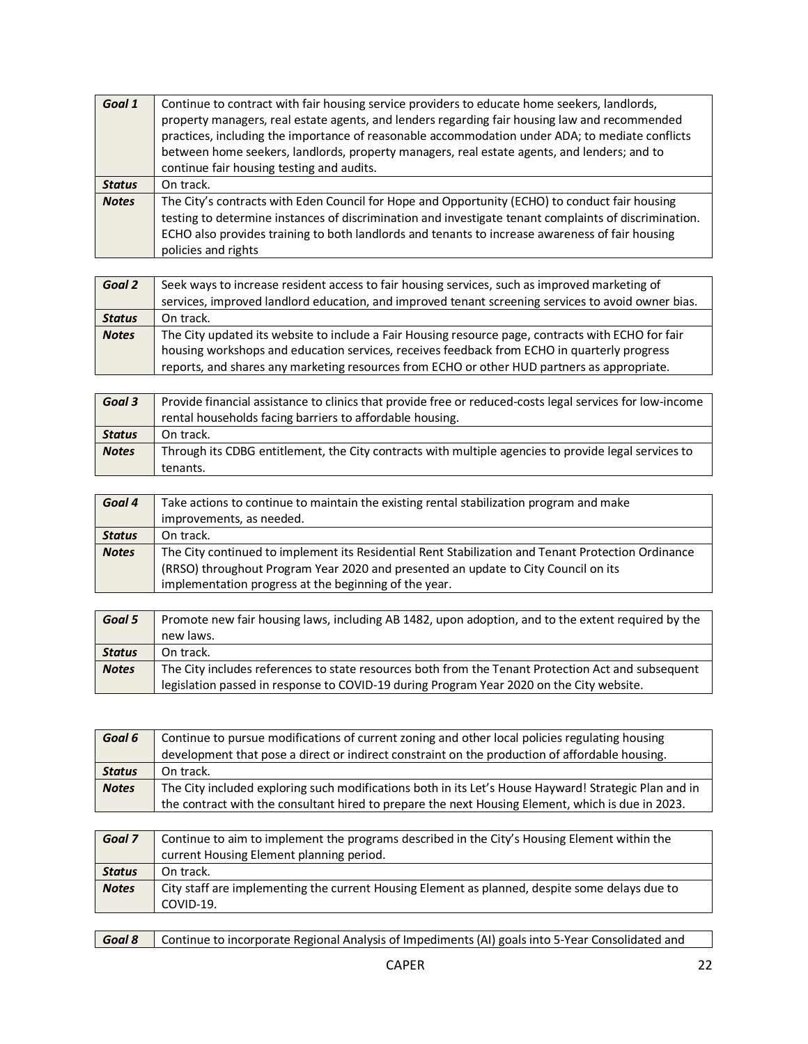| *Goal 1* | Continue to contract with fair housing service providers to educate home seekers, landlords, property managers, real estate agents, and lenders regarding fair housing law and recommended practices, including the importance of reasonable accommodation under ADA; to mediate conflicts between home seekers, landlords, property managers, real estate agents, and lenders; and to continue fair housing testing and audits. |
| --- | --- |
| *Status* | On track. |
| *Notes* | The City's contracts with Eden Council for Hope and Opportunity (ECHO) to conduct fair housing testing to determine instances of discrimination and investigate tenant complaints of discrimination. ECHO also provides training to both landlords and tenants to increase awareness of fair housing policies and rights |

| *Goal 2* | Seek ways to increase resident access to fair housing services, such as improved marketing of services, improved landlord education, and improved tenant screening services to avoid owner bias. |
| --- | --- |
| *Status* | On track. |
| *Notes* | The City updated its website to include a Fair Housing resource page, contracts with ECHO for fair housing workshops and education services, receives feedback from ECHO in quarterly progress reports, and shares any marketing resources from ECHO or other HUD partners as appropriate. |

| *Goal 3* | Provide financial assistance to clinics that provide free or reduced-costs legal services for low-income rental households facing barriers to affordable housing. |
| --- | --- |
| *Status* | On track. |
| *Notes* | Through its CDBG entitlement, the City contracts with multiple agencies to provide legal services to tenants. |

| *Goal 4* | Take actions to continue to maintain the existing rental stabilization program and make improvements, as needed. |
| --- | --- |
| *Status* | On track. |
| *Notes* | The City continued to implement its Residential Rent Stabilization and Tenant Protection Ordinance (RRSO) throughout Program Year 2020 and presented an update to City Council on its implementation progress at the beginning of the year. |

| *Goal 5* | Promote new fair housing laws, including AB 1482, upon adoption, and to the extent required by the new laws. |
| --- | --- |
| *Status* | On track. |
| *Notes* | The City includes references to state resources both from the Tenant Protection Act and subsequent legislation passed in response to COVID-19 during Program Year 2020 on the City website. |

| *Goal 6* | Continue to pursue modifications of current zoning and other local policies regulating housing development that pose a direct or indirect constraint on the production of affordable housing. |
| --- | --- |
| *Status* | On track. |
| *Notes* | The City included exploring such modifications both in its Let's House Hayward! Strategic Plan and in the contract with the consultant hired to prepare the next Housing Element, which is due in 2023. |

| *Goal 7* | Continue to aim to implement the programs described in the City's Housing Element within the current Housing Element planning period. |
| --- | --- |
| *Status* | On track. |
| *Notes* | City staff are implementing the current Housing Element as planned, despite some delays due to COVID-19. |

| *Goal 8* | Continue to incorporate Regional Analysis of Impediments (AI) goals into 5-Year Consolidated and |
| --- | --- |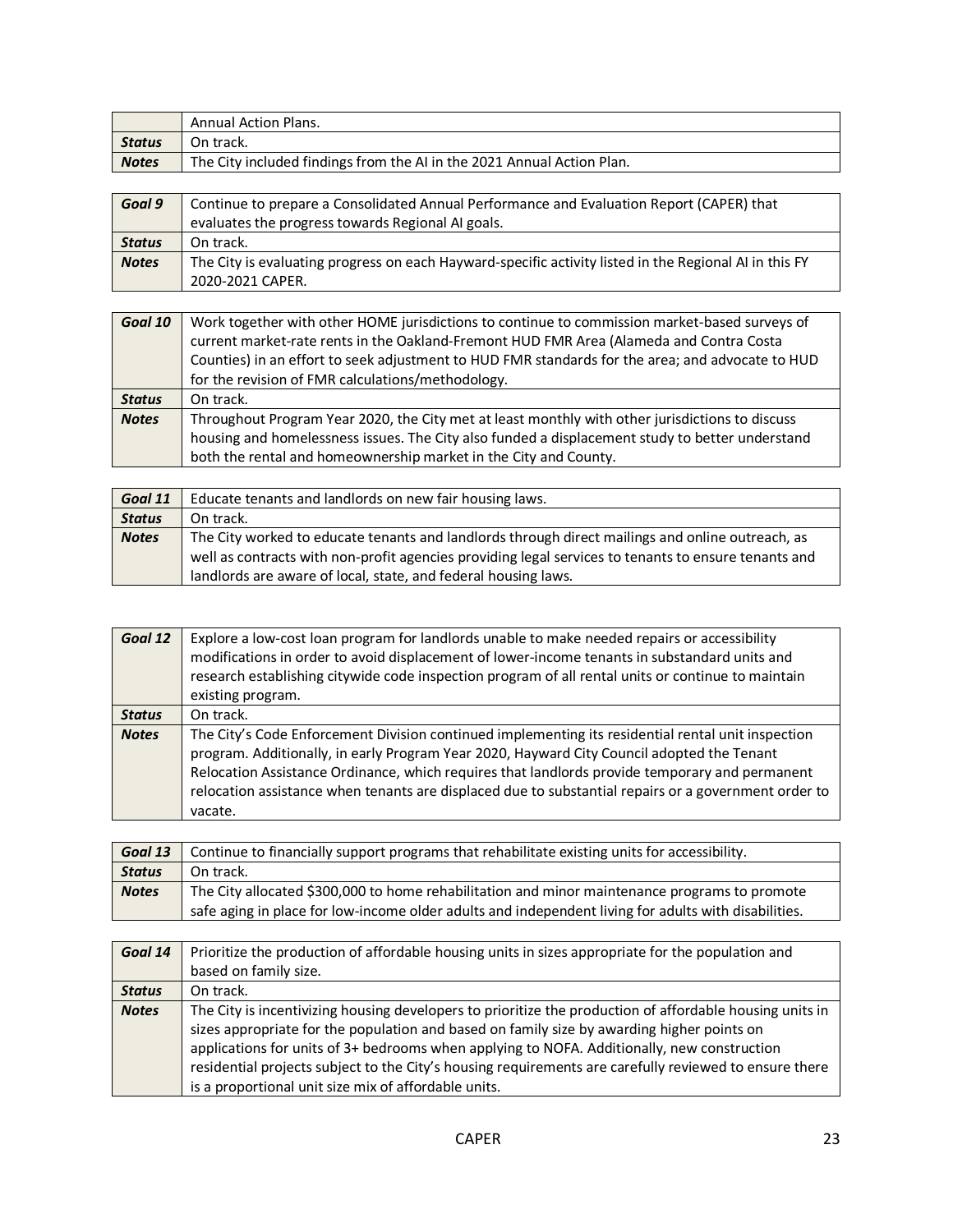| | Annual Action Plans. |
|---|---|
| ***Status*** | On track. |
| ***Notes*** | The City included findings from the AI in the 2021 Annual Action Plan. |

| ***Goal 9*** | Continue to prepare a Consolidated Annual Performance and Evaluation Report (CAPER) that evaluates the progress towards Regional AI goals. |
|---|---|
| ***Status*** | On track. |
| ***Notes*** | The City is evaluating progress on each Hayward-specific activity listed in the Regional AI in this FY 2020-2021 CAPER. |

| ***Goal 10*** | Work together with other HOME jurisdictions to continue to commission market-based surveys of current market-rate rents in the Oakland-Fremont HUD FMR Area (Alameda and Contra Costa Counties) in an effort to seek adjustment to HUD FMR standards for the area; and advocate to HUD for the revision of FMR calculations/methodology. |
|---|---|
| ***Status*** | On track. |
| ***Notes*** | Throughout Program Year 2020, the City met at least monthly with other jurisdictions to discuss housing and homelessness issues. The City also funded a displacement study to better understand both the rental and homeownership market in the City and County. |

| ***Goal 11*** | Educate tenants and landlords on new fair housing laws. |
|---|---|
| ***Status*** | On track. |
| ***Notes*** | The City worked to educate tenants and landlords through direct mailings and online outreach, as well as contracts with non-profit agencies providing legal services to tenants to ensure tenants and landlords are aware of local, state, and federal housing laws. |

| ***Goal 12*** | Explore a low-cost loan program for landlords unable to make needed repairs or accessibility modifications in order to avoid displacement of lower-income tenants in substandard units and research establishing citywide code inspection program of all rental units or continue to maintain existing program. |
|---|---|
| ***Status*** | On track. |
| ***Notes*** | The City's Code Enforcement Division continued implementing its residential rental unit inspection program. Additionally, in early Program Year 2020, Hayward City Council adopted the Tenant Relocation Assistance Ordinance, which requires that landlords provide temporary and permanent relocation assistance when tenants are displaced due to substantial repairs or a government order to vacate. |

| ***Goal 13*** | Continue to financially support programs that rehabilitate existing units for accessibility. |
|---|---|
| ***Status*** | On track. |
| ***Notes*** | The City allocated $300,000 to home rehabilitation and minor maintenance programs to promote safe aging in place for low-income older adults and independent living for adults with disabilities. |

| ***Goal 14*** | Prioritize the production of affordable housing units in sizes appropriate for the population and based on family size. |
|---|---|
| ***Status*** | On track. |
| ***Notes*** | The City is incentivizing housing developers to prioritize the production of affordable housing units in sizes appropriate for the population and based on family size by awarding higher points on applications for units of 3+ bedrooms when applying to NOFA. Additionally, new construction residential projects subject to the City's housing requirements are carefully reviewed to ensure there is a proportional unit size mix of affordable units. |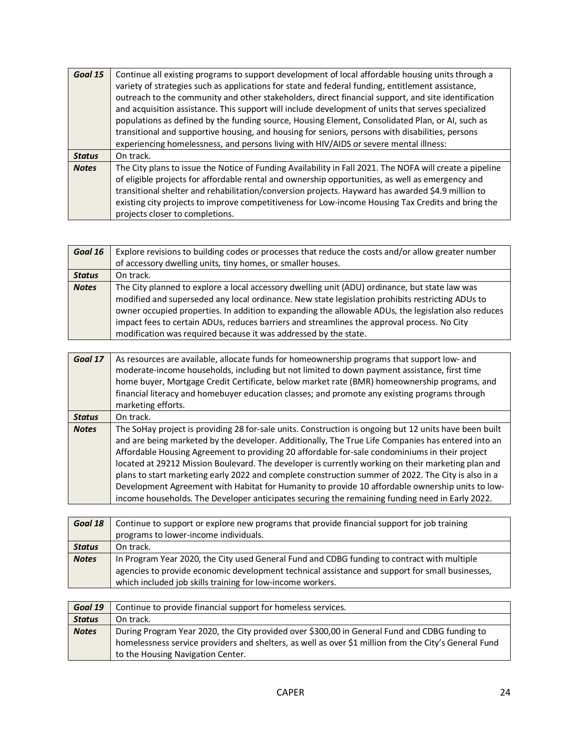| ***Goal 15*** | Continue all existing programs to support development of local affordable housing units through a variety of strategies such as applications for state and federal funding, entitlement assistance, outreach to the community and other stakeholders, direct financial support, and site identification and acquisition assistance. This support will include development of units that serves specialized populations as defined by the funding source, Housing Element, Consolidated Plan, or AI, such as transitional and supportive housing, and housing for seniors, persons with disabilities, persons experiencing homelessness, and persons living with HIV/AIDS or severe mental illness: |
|---|---|
| ***Status*** | On track. |
| ***Notes*** | The City plans to issue the Notice of Funding Availability in Fall 2021. The NOFA will create a pipeline of eligible projects for affordable rental and ownership opportunities, as well as emergency and transitional shelter and rehabilitation/conversion projects. Hayward has awarded $4.9 million to existing city projects to improve competitiveness for Low-income Housing Tax Credits and bring the projects closer to completions. |

| ***Goal 16*** | Explore revisions to building codes or processes that reduce the costs and/or allow greater number of accessory dwelling units, tiny homes, or smaller houses. |
|---|---|
| ***Status*** | On track. |
| ***Notes*** | The City planned to explore a local accessory dwelling unit (ADU) ordinance, but state law was modified and superseded any local ordinance. New state legislation prohibits restricting ADUs to owner occupied properties. In addition to expanding the allowable ADUs, the legislation also reduces impact fees to certain ADUs, reduces barriers and streamlines the approval process. No City modification was required because it was addressed by the state. |

| ***Goal 17*** | As resources are available, allocate funds for homeownership programs that support low- and moderate-income households, including but not limited to down payment assistance, first time home buyer, Mortgage Credit Certificate, below market rate (BMR) homeownership programs, and financial literacy and homebuyer education classes; and promote any existing programs through marketing efforts. |
|---|---|
| ***Status*** | On track. |
| ***Notes*** | The SoHay project is providing 28 for-sale units. Construction is ongoing but 12 units have been built and are being marketed by the developer. Additionally, The True Life Companies has entered into an Affordable Housing Agreement to providing 20 affordable for-sale condominiums in their project located at 29212 Mission Boulevard. The developer is currently working on their marketing plan and plans to start marketing early 2022 and complete construction summer of 2022. The City is also in a Development Agreement with Habitat for Humanity to provide 10 affordable ownership units to low-income households. The Developer anticipates securing the remaining funding need in Early 2022. |

| ***Goal 18*** | Continue to support or explore new programs that provide financial support for job training programs to lower-income individuals. |
|---|---|
| ***Status*** | On track. |
| ***Notes*** | In Program Year 2020, the City used General Fund and CDBG funding to contract with multiple agencies to provide economic development technical assistance and support for small businesses, which included job skills training for low-income workers. |

| ***Goal 19*** | Continue to provide financial support for homeless services. |
|---|---|
| ***Status*** | On track. |
| ***Notes*** | During Program Year 2020, the City provided over $300,00 in General Fund and CDBG funding to homelessness service providers and shelters, as well as over $1 million from the City's General Fund to the Housing Navigation Center. |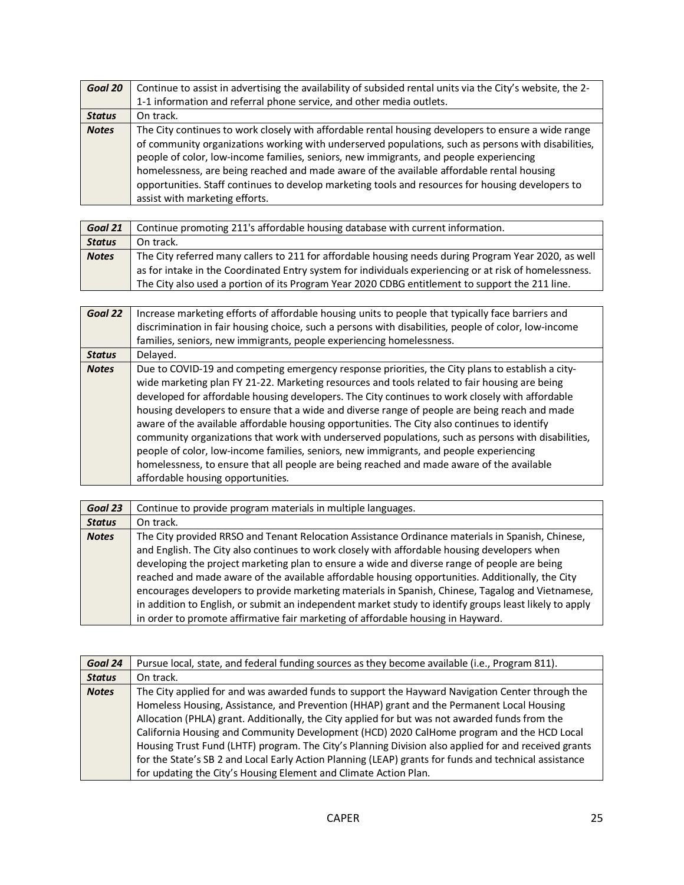| *Goal 20* | Continue to assist in advertising the availability of subsided rental units via the City's website, the 2-1-1 information and referral phone service, and other media outlets. |
|---|---|
| *Status* | On track. |
| *Notes* | The City continues to work closely with affordable rental housing developers to ensure a wide range of community organizations working with underserved populations, such as persons with disabilities, people of color, low-income families, seniors, new immigrants, and people experiencing homelessness, are being reached and made aware of the available affordable rental housing opportunities. Staff continues to develop marketing tools and resources for housing developers to assist with marketing efforts. |

| *Goal 21* | Continue promoting 211's affordable housing database with current information. |
|---|---|
| *Status* | On track. |
| *Notes* | The City referred many callers to 211 for affordable housing needs during Program Year 2020, as well as for intake in the Coordinated Entry system for individuals experiencing or at risk of homelessness. The City also used a portion of its Program Year 2020 CDBG entitlement to support the 211 line. |

| *Goal 22* | Increase marketing efforts of affordable housing units to people that typically face barriers and discrimination in fair housing choice, such a persons with disabilities, people of color, low-income families, seniors, new immigrants, people experiencing homelessness. |
|---|---|
| *Status* | Delayed. |
| *Notes* | Due to COVID-19 and competing emergency response priorities, the City plans to establish a city-wide marketing plan FY 21-22. Marketing resources and tools related to fair housing are being developed for affordable housing developers. The City continues to work closely with affordable housing developers to ensure that a wide and diverse range of people are being reach and made aware of the available affordable housing opportunities. The City also continues to identify community organizations that work with underserved populations, such as persons with disabilities, people of color, low-income families, seniors, new immigrants, and people experiencing homelessness, to ensure that all people are being reached and made aware of the available affordable housing opportunities. |

| *Goal 23* | Continue to provide program materials in multiple languages. |
|---|---|
| *Status* | On track. |
| *Notes* | The City provided RRSO and Tenant Relocation Assistance Ordinance materials in Spanish, Chinese, and English. The City also continues to work closely with affordable housing developers when developing the project marketing plan to ensure a wide and diverse range of people are being reached and made aware of the available affordable housing opportunities. Additionally, the City encourages developers to provide marketing materials in Spanish, Chinese, Tagalog and Vietnamese, in addition to English, or submit an independent market study to identify groups least likely to apply in order to promote affirmative fair marketing of affordable housing in Hayward. |

| *Goal 24* | Pursue local, state, and federal funding sources as they become available (i.e., Program 811). |
|---|---|
| *Status* | On track. |
| *Notes* | The City applied for and was awarded funds to support the Hayward Navigation Center through the Homeless Housing, Assistance, and Prevention (HHAP) grant and the Permanent Local Housing Allocation (PHLA) grant. Additionally, the City applied for but was not awarded funds from the California Housing and Community Development (HCD) 2020 CalHome program and the HCD Local Housing Trust Fund (LHTF) program. The City's Planning Division also applied for and received grants for the State's SB 2 and Local Early Action Planning (LEAP) grants for funds and technical assistance for updating the City's Housing Element and Climate Action Plan. |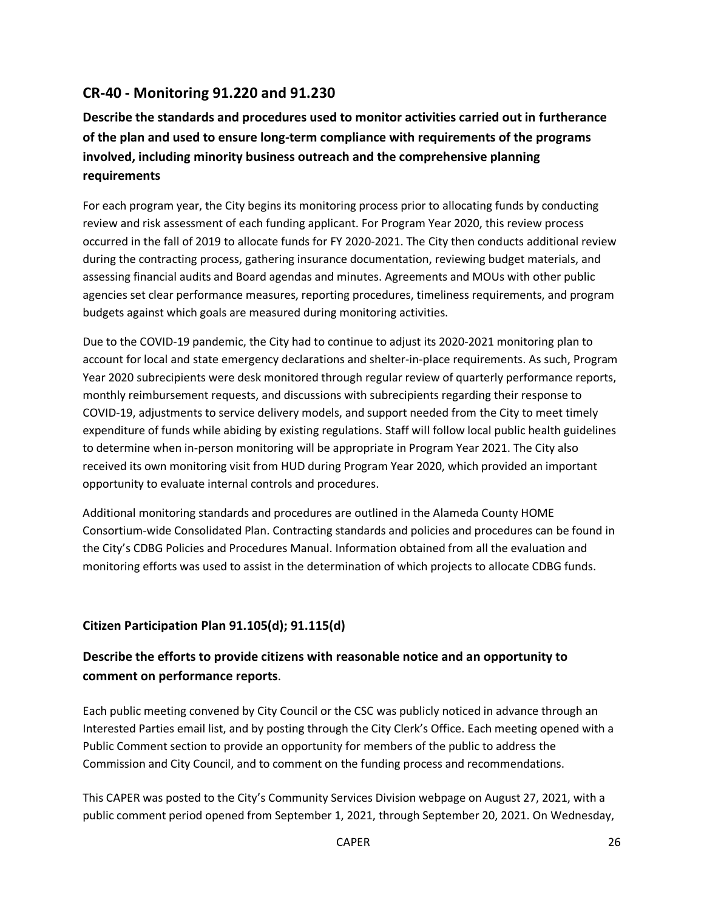## CR-40 - Monitoring 91.220 and 91.230

### Describe the standards and procedures used to monitor activities carried out in furtherance of the plan and used to ensure long-term compliance with requirements of the programs involved, including minority business outreach and the comprehensive planning requirements

For each program year, the City begins its monitoring process prior to allocating funds by conducting review and risk assessment of each funding applicant. For Program Year 2020, this review process occurred in the fall of 2019 to allocate funds for FY 2020-2021. The City then conducts additional review during the contracting process, gathering insurance documentation, reviewing budget materials, and assessing financial audits and Board agendas and minutes. Agreements and MOUs with other public agencies set clear performance measures, reporting procedures, timeliness requirements, and program budgets against which goals are measured during monitoring activities.

Due to the COVID-19 pandemic, the City had to continue to adjust its 2020-2021 monitoring plan to account for local and state emergency declarations and shelter-in-place requirements. As such, Program Year 2020 subrecipients were desk monitored through regular review of quarterly performance reports, monthly reimbursement requests, and discussions with subrecipients regarding their response to COVID-19, adjustments to service delivery models, and support needed from the City to meet timely expenditure of funds while abiding by existing regulations. Staff will follow local public health guidelines to determine when in-person monitoring will be appropriate in Program Year 2021. The City also received its own monitoring visit from HUD during Program Year 2020, which provided an important opportunity to evaluate internal controls and procedures.

Additional monitoring standards and procedures are outlined in the Alameda County HOME Consortium-wide Consolidated Plan. Contracting standards and policies and procedures can be found in the City's CDBG Policies and Procedures Manual. Information obtained from all the evaluation and monitoring efforts was used to assist in the determination of which projects to allocate CDBG funds.

### Citizen Participation Plan 91.105(d); 91.115(d)

### Describe the efforts to provide citizens with reasonable notice and an opportunity to comment on performance reports.

Each public meeting convened by City Council or the CSC was publicly noticed in advance through an Interested Parties email list, and by posting through the City Clerk's Office. Each meeting opened with a Public Comment section to provide an opportunity for members of the public to address the Commission and City Council, and to comment on the funding process and recommendations.

This CAPER was posted to the City's Community Services Division webpage on August 27, 2021, with a public comment period opened from September 1, 2021, through September 20, 2021. On Wednesday,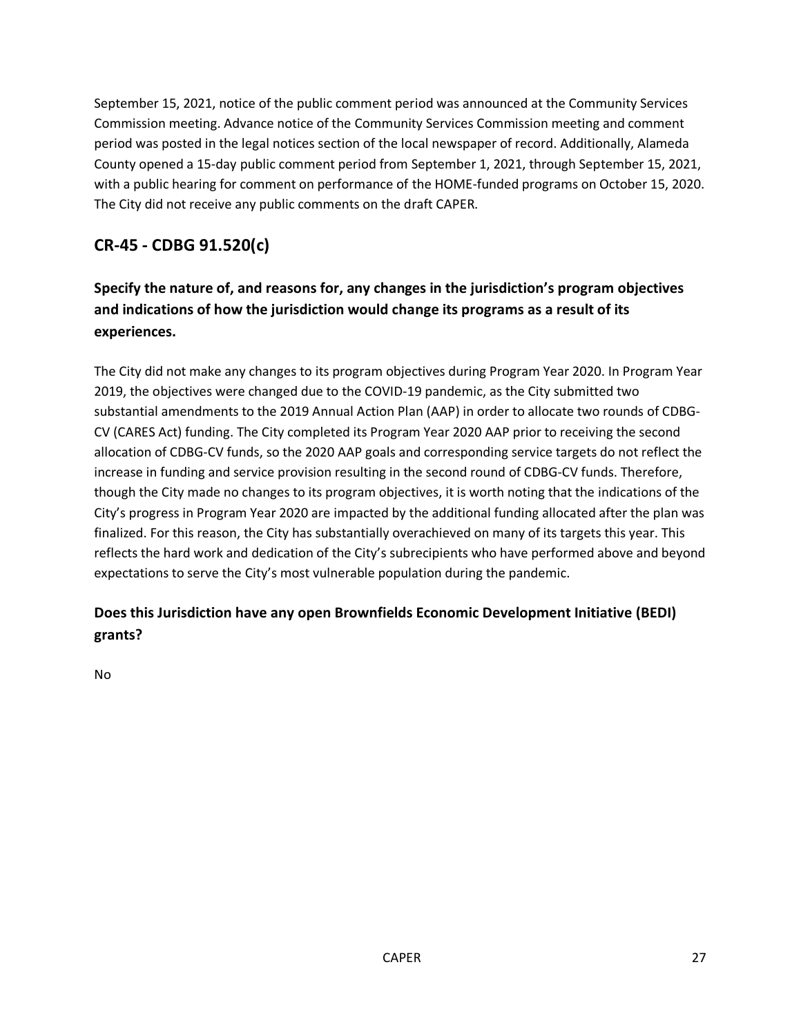September 15, 2021, notice of the public comment period was announced at the Community Services Commission meeting. Advance notice of the Community Services Commission meeting and comment period was posted in the legal notices section of the local newspaper of record. Additionally, Alameda County opened a 15-day public comment period from September 1, 2021, through September 15, 2021, with a public hearing for comment on performance of the HOME-funded programs on October 15, 2020. The City did not receive any public comments on the draft CAPER.

## CR-45 - CDBG 91.520(c)

### Specify the nature of, and reasons for, any changes in the jurisdiction's program objectives and indications of how the jurisdiction would change its programs as a result of its experiences.

The City did not make any changes to its program objectives during Program Year 2020. In Program Year 2019, the objectives were changed due to the COVID-19 pandemic, as the City submitted two substantial amendments to the 2019 Annual Action Plan (AAP) in order to allocate two rounds of CDBG-CV (CARES Act) funding. The City completed its Program Year 2020 AAP prior to receiving the second allocation of CDBG-CV funds, so the 2020 AAP goals and corresponding service targets do not reflect the increase in funding and service provision resulting in the second round of CDBG-CV funds. Therefore, though the City made no changes to its program objectives, it is worth noting that the indications of the City's progress in Program Year 2020 are impacted by the additional funding allocated after the plan was finalized. For this reason, the City has substantially overachieved on many of its targets this year. This reflects the hard work and dedication of the City's subrecipients who have performed above and beyond expectations to serve the City's most vulnerable population during the pandemic.

### Does this Jurisdiction have any open Brownfields Economic Development Initiative (BEDI) grants?

No